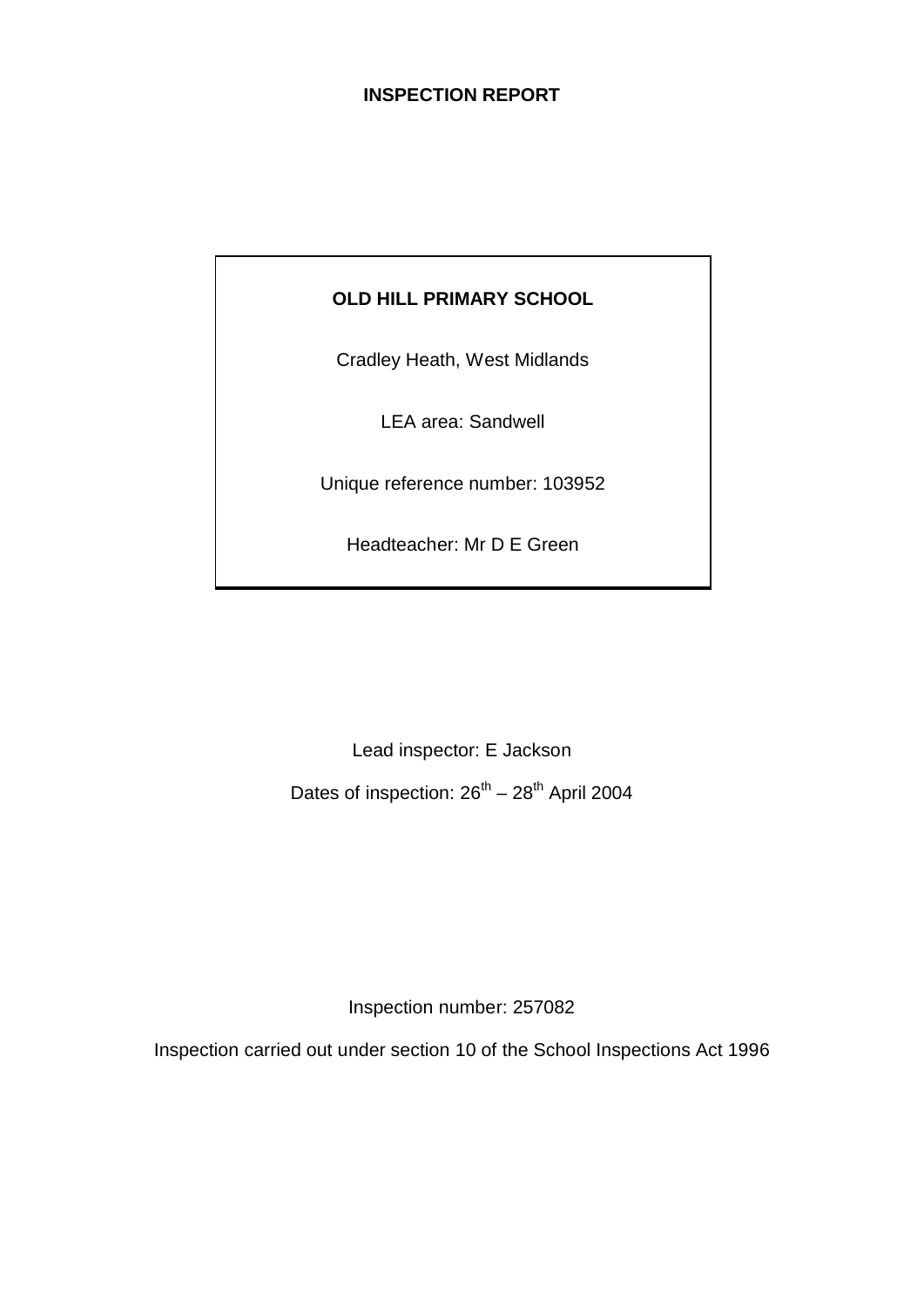# INSPECTION REPORT

**OLD HILL PRIMARY SCHOOL**

Cradley Heath, West Midlands

LEA area: Sandwell

Unique reference number: 103952

Headteacher: Mr D E Green

Lead inspector: E Jackson

Dates of inspection: 26th – 28th April 2004

Inspection number: 257082

Inspection carried out under section 10 of the School Inspections Act 1996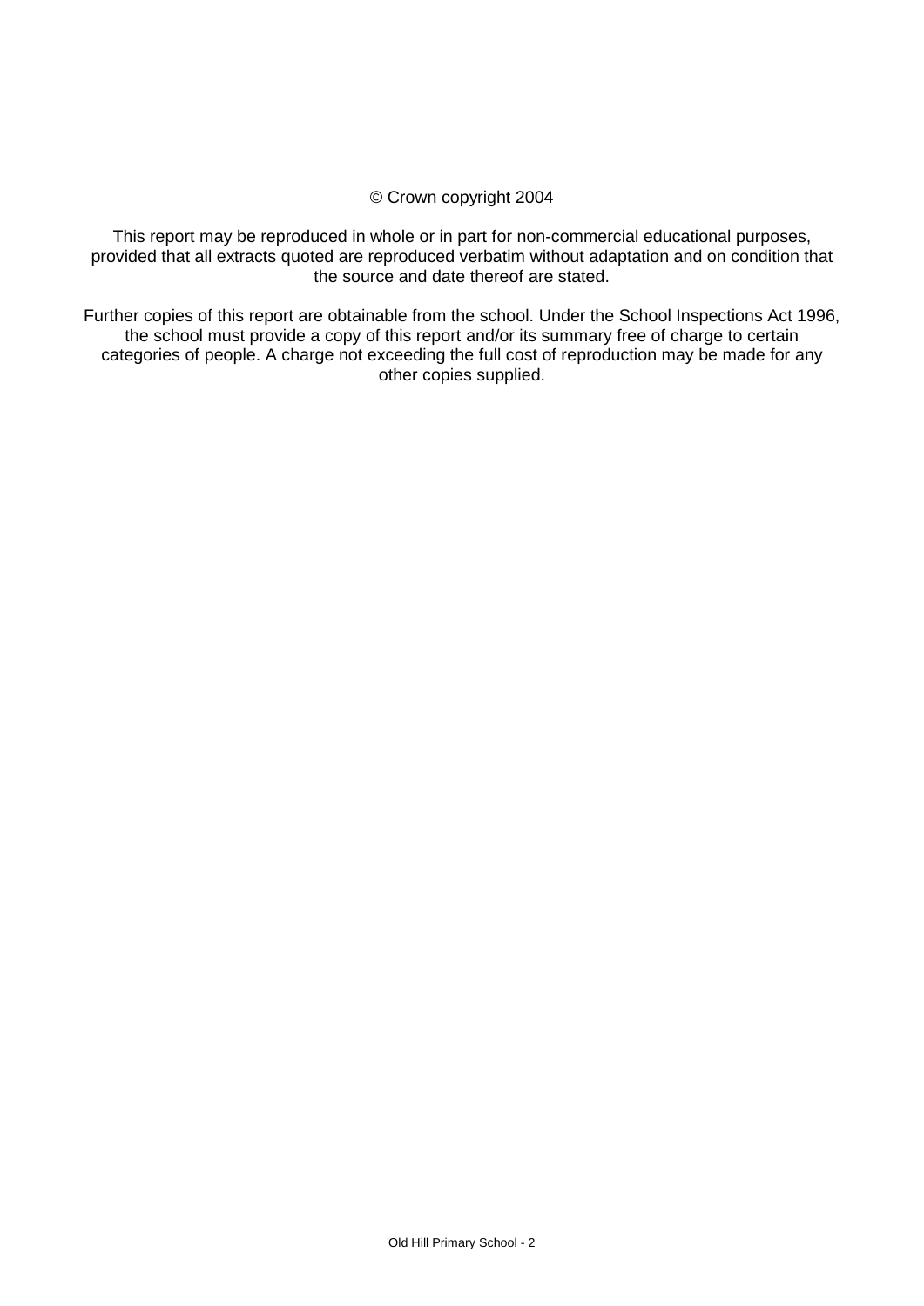© Crown copyright 2004

This report may be reproduced in whole or in part for non-commercial educational purposes, provided that all extracts quoted are reproduced verbatim without adaptation and on condition that the source and date thereof are stated.

Further copies of this report are obtainable from the school. Under the School Inspections Act 1996, the school must provide a copy of this report and/or its summary free of charge to certain categories of people. A charge not exceeding the full cost of reproduction may be made for any other copies supplied.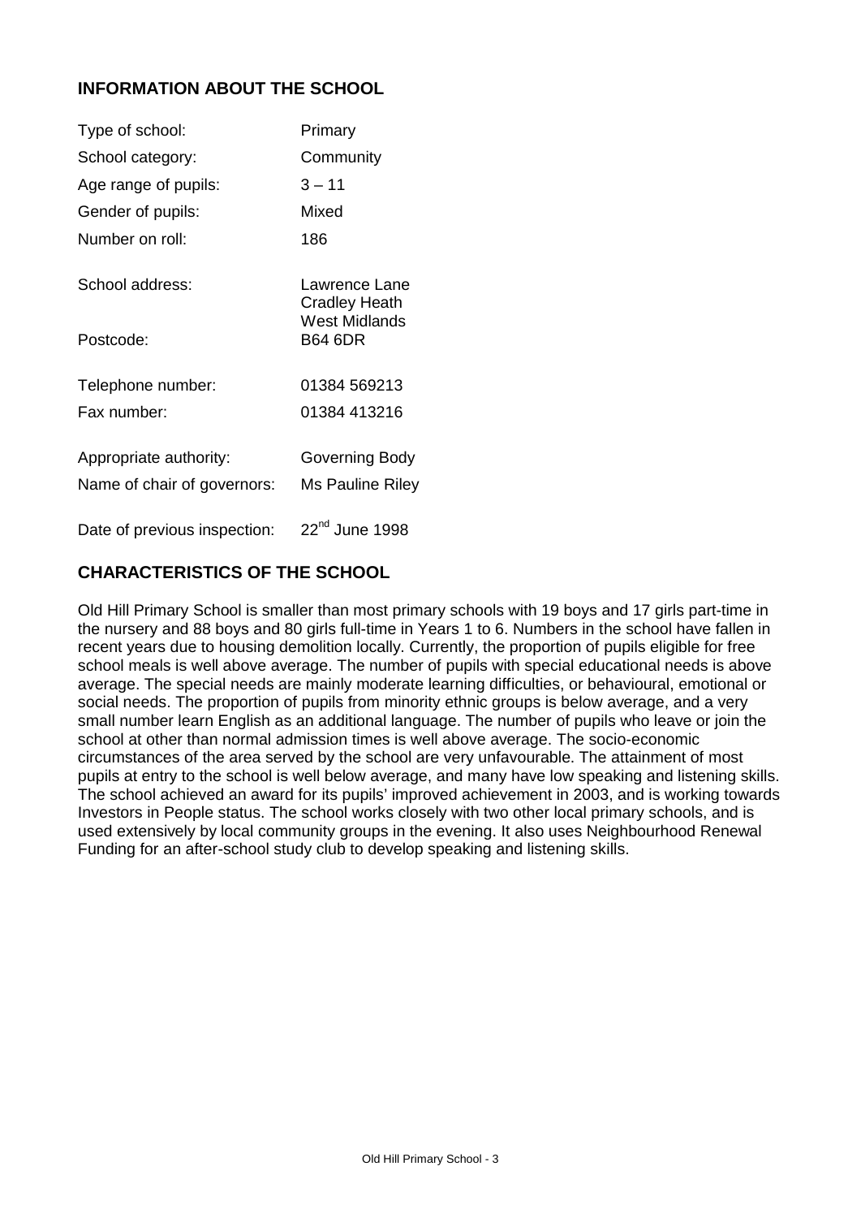## INFORMATION ABOUT THE SCHOOL

| | |
|---|---|
| Type of school: | Primary |
| School category: | Community |
| Age range of pupils: | 3 – 11 |
| Gender of pupils: | Mixed |
| Number on roll: | 186 |
| School address: | Lawrence Lane<br>Cradley Heath<br>West Midlands |
| Postcode: | B64 6DR |
| Telephone number: | 01384 569213 |
| Fax number: | 01384 413216 |
| Appropriate authority: | Governing Body |
| Name of chair of governors: | Ms Pauline Riley |
| Date of previous inspection: | 22nd June 1998 |

## CHARACTERISTICS OF THE SCHOOL

Old Hill Primary School is smaller than most primary schools with 19 boys and 17 girls part-time in the nursery and 88 boys and 80 girls full-time in Years 1 to 6. Numbers in the school have fallen in recent years due to housing demolition locally. Currently, the proportion of pupils eligible for free school meals is well above average. The number of pupils with special educational needs is above average. The special needs are mainly moderate learning difficulties, or behavioural, emotional or social needs. The proportion of pupils from minority ethnic groups is below average, and a very small number learn English as an additional language. The number of pupils who leave or join the school at other than normal admission times is well above average. The socio-economic circumstances of the area served by the school are very unfavourable. The attainment of most pupils at entry to the school is well below average, and many have low speaking and listening skills. The school achieved an award for its pupils' improved achievement in 2003, and is working towards Investors in People status. The school works closely with two other local primary schools, and is used extensively by local community groups in the evening. It also uses Neighbourhood Renewal Funding for an after-school study club to develop speaking and listening skills.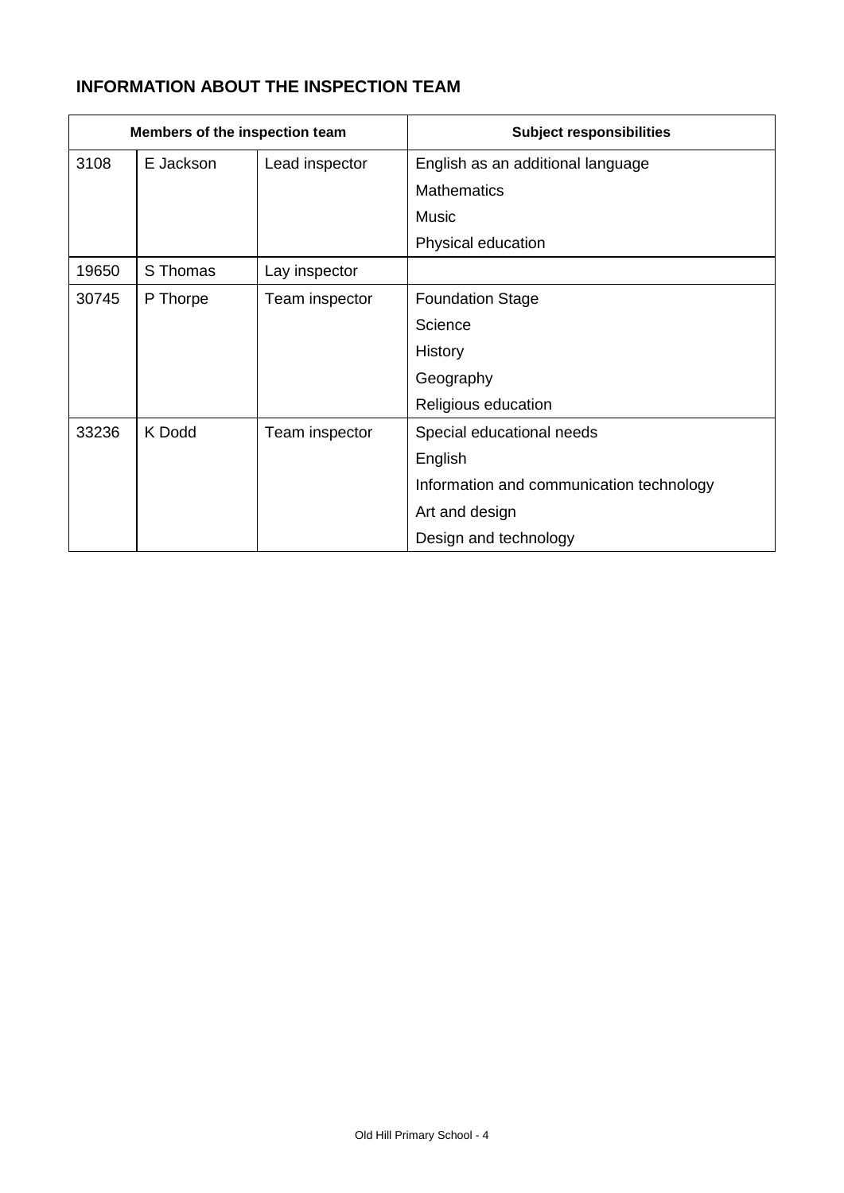## INFORMATION ABOUT THE INSPECTION TEAM

| Members of the inspection team | | | Subject responsibilities |
|---|---|---|---|
| 3108 | E Jackson | Lead inspector | English as an additional language<br>Mathematics<br>Music<br>Physical education |
| 19650 | S Thomas | Lay inspector | |
| 30745 | P Thorpe | Team inspector | Foundation Stage<br>Science<br>History<br>Geography<br>Religious education |
| 33236 | K Dodd | Team inspector | Special educational needs<br>English<br>Information and communication technology<br>Art and design<br>Design and technology |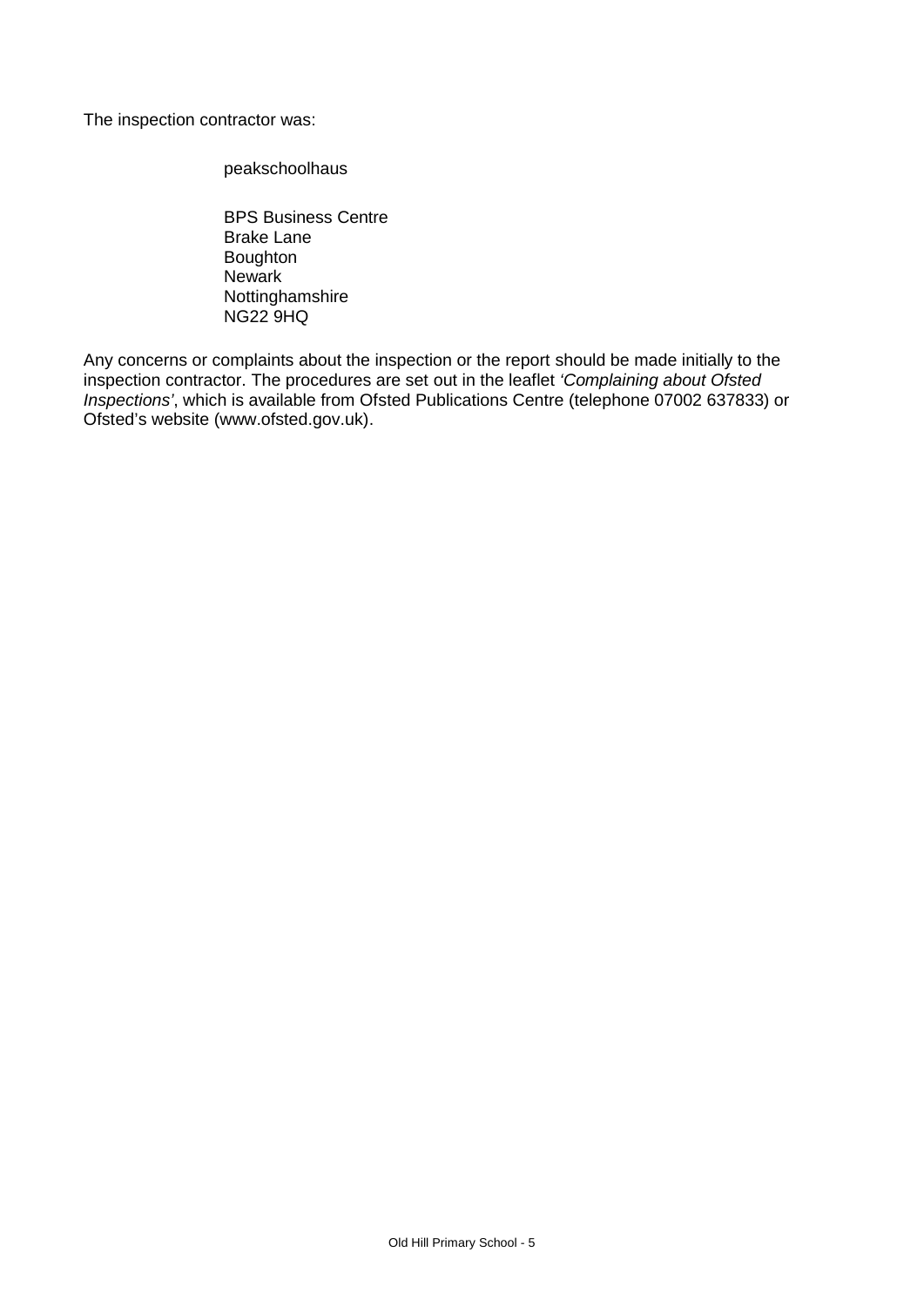The inspection contractor was:

peakschoolhaus

BPS Business Centre
Brake Lane
Boughton
Newark
Nottinghamshire
NG22 9HQ

Any concerns or complaints about the inspection or the report should be made initially to the inspection contractor. The procedures are set out in the leaflet *'Complaining about Ofsted Inspections'*, which is available from Ofsted Publications Centre (telephone 07002 637833) or Ofsted's website (www.ofsted.gov.uk).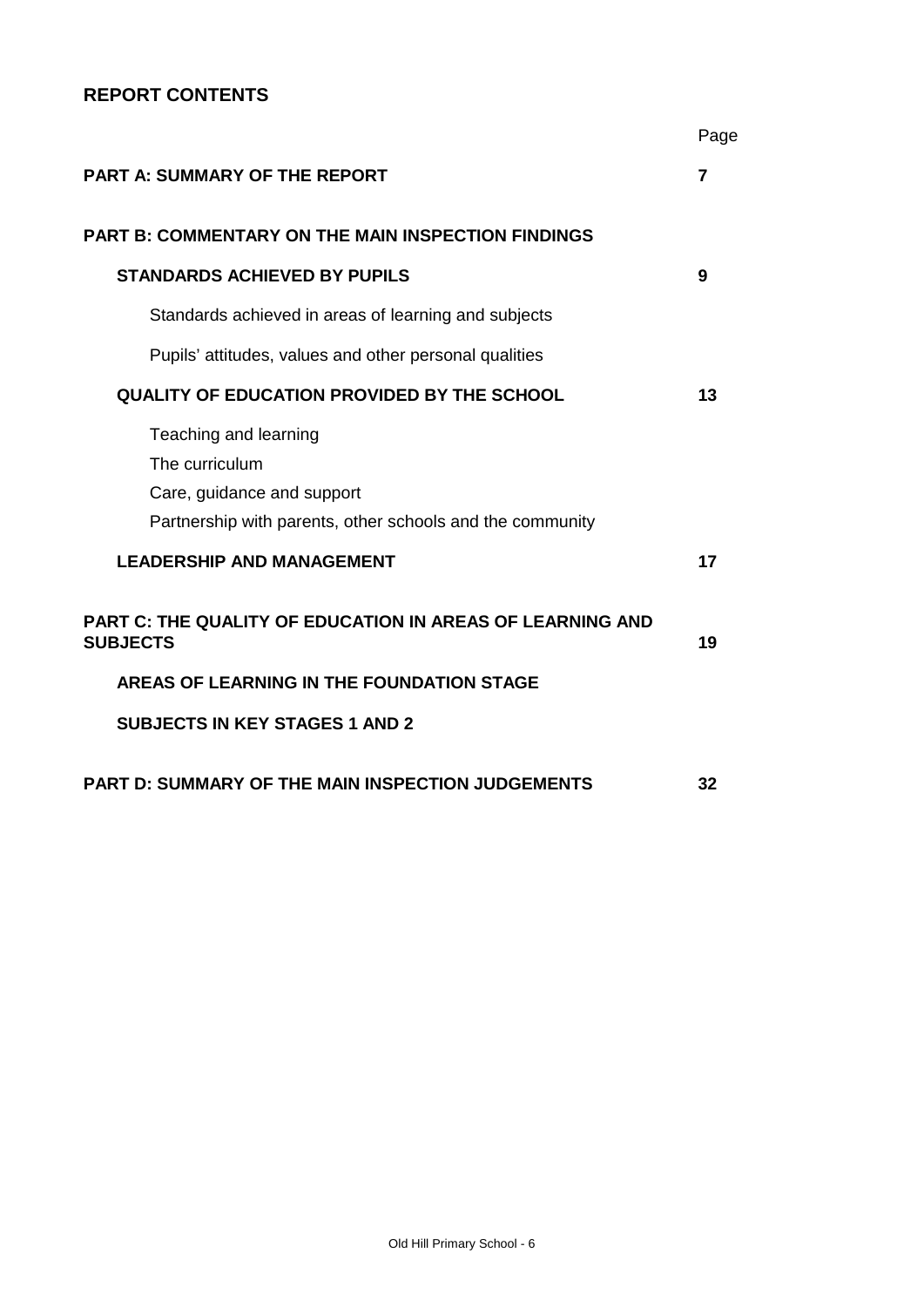## REPORT CONTENTS

| | Page |
|---|---|
| **PART A: SUMMARY OF THE REPORT** | **7** |
| **PART B: COMMENTARY ON THE MAIN INSPECTION FINDINGS** | |
| **STANDARDS ACHIEVED BY PUPILS** | **9** |
| Standards achieved in areas of learning and subjects | |
| Pupils' attitudes, values and other personal qualities | |
| **QUALITY OF EDUCATION PROVIDED BY THE SCHOOL** | **13** |
| Teaching and learning | |
| The curriculum | |
| Care, guidance and support | |
| Partnership with parents, other schools and the community | |
| **LEADERSHIP AND MANAGEMENT** | **17** |
| **PART C: THE QUALITY OF EDUCATION IN AREAS OF LEARNING AND SUBJECTS** | **19** |
| **AREAS OF LEARNING IN THE FOUNDATION STAGE** | |
| **SUBJECTS IN KEY STAGES 1 AND 2** | |
| **PART D: SUMMARY OF THE MAIN INSPECTION JUDGEMENTS** | **32** |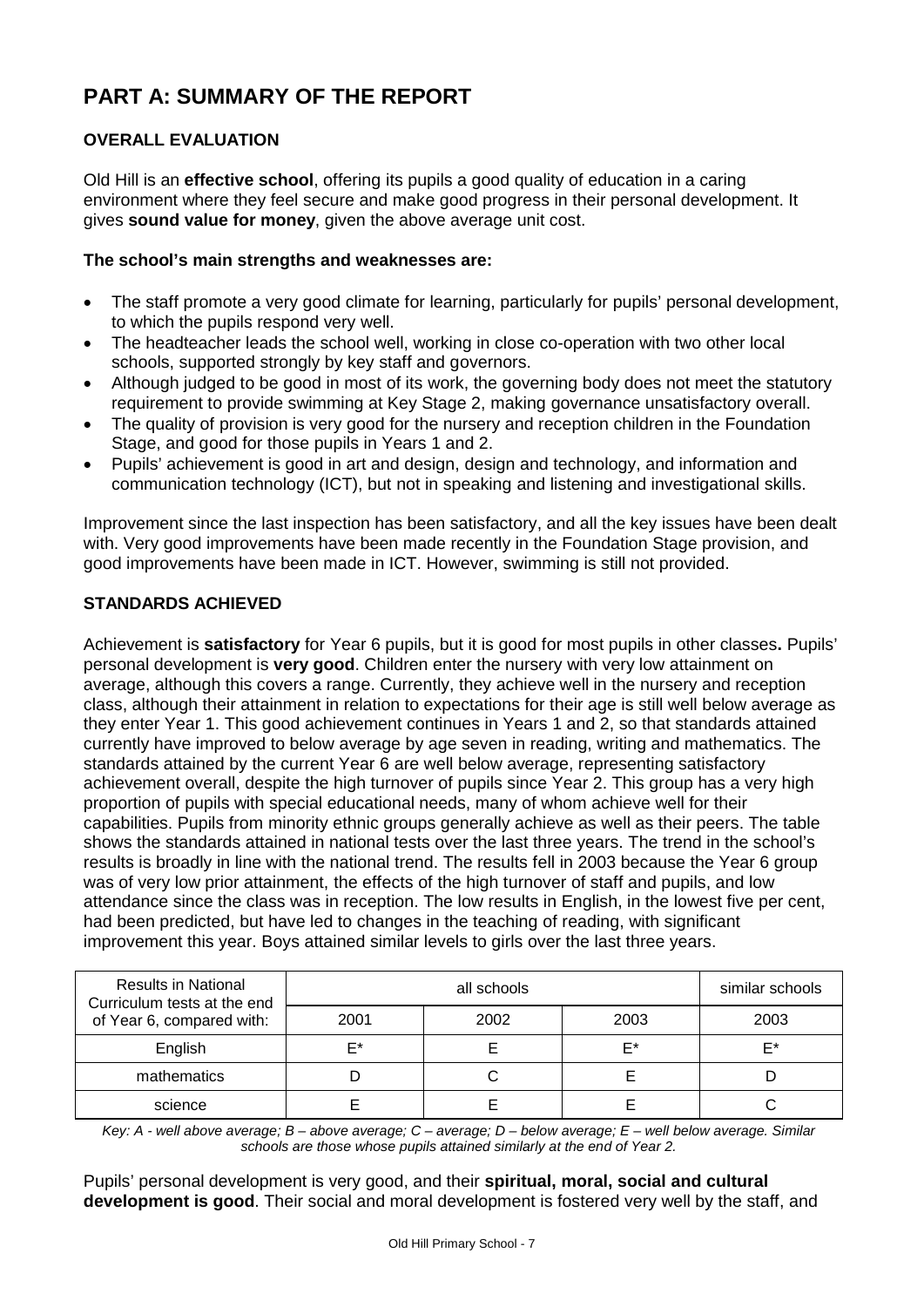# PART A: SUMMARY OF THE REPORT

## OVERALL EVALUATION

Old Hill is an **effective school**, offering its pupils a good quality of education in a caring environment where they feel secure and make good progress in their personal development. It gives **sound value for money**, given the above average unit cost.

**The school's main strengths and weaknesses are:**

- The staff promote a very good climate for learning, particularly for pupils' personal development, to which the pupils respond very well.
- The headteacher leads the school well, working in close co-operation with two other local schools, supported strongly by key staff and governors.
- Although judged to be good in most of its work, the governing body does not meet the statutory requirement to provide swimming at Key Stage 2, making governance unsatisfactory overall.
- The quality of provision is very good for the nursery and reception children in the Foundation Stage, and good for those pupils in Years 1 and 2.
- Pupils' achievement is good in art and design, design and technology, and information and communication technology (ICT), but not in speaking and listening and investigational skills.

Improvement since the last inspection has been satisfactory, and all the key issues have been dealt with. Very good improvements have been made recently in the Foundation Stage provision, and good improvements have been made in ICT. However, swimming is still not provided.

## STANDARDS ACHIEVED

Achievement is **satisfactory** for Year 6 pupils, but it is good for most pupils in other classes**.** Pupils' personal development is **very good**. Children enter the nursery with very low attainment on average, although this covers a range. Currently, they achieve well in the nursery and reception class, although their attainment in relation to expectations for their age is still well below average as they enter Year 1. This good achievement continues in Years 1 and 2, so that standards attained currently have improved to below average by age seven in reading, writing and mathematics. The standards attained by the current Year 6 are well below average, representing satisfactory achievement overall, despite the high turnover of pupils since Year 2. This group has a very high proportion of pupils with special educational needs, many of whom achieve well for their capabilities. Pupils from minority ethnic groups generally achieve as well as their peers. The table shows the standards attained in national tests over the last three years. The trend in the school's results is broadly in line with the national trend. The results fell in 2003 because the Year 6 group was of very low prior attainment, the effects of the high turnover of staff and pupils, and low attendance since the class was in reception. The low results in English, in the lowest five per cent, had been predicted, but have led to changes in the teaching of reading, with significant improvement this year. Boys attained similar levels to girls over the last three years.

| Results in National Curriculum tests at the end of Year 6, compared with: | all schools | | | similar schools |
|---|---|---|---|---|
| | 2001 | 2002 | 2003 | 2003 |
| English | E* | E | E* | E* |
| mathematics | D | C | E | D |
| science | E | E | E | C |

*Key: A - well above average; B – above average; C – average; D – below average; E – well below average. Similar schools are those whose pupils attained similarly at the end of Year 2.*

Pupils' personal development is very good, and their **spiritual, moral, social and cultural development is good**. Their social and moral development is fostered very well by the staff, and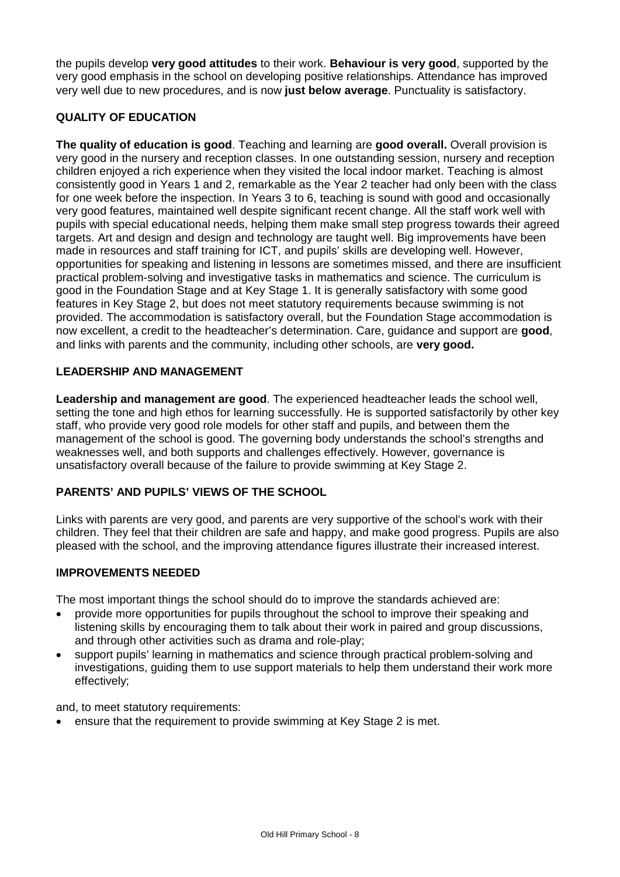the pupils develop **very good attitudes** to their work. **Behaviour is very good**, supported by the very good emphasis in the school on developing positive relationships. Attendance has improved very well due to new procedures, and is now **just below average**. Punctuality is satisfactory.

## QUALITY OF EDUCATION

**The quality of education is good**. Teaching and learning are **good overall.** Overall provision is very good in the nursery and reception classes. In one outstanding session, nursery and reception children enjoyed a rich experience when they visited the local indoor market. Teaching is almost consistently good in Years 1 and 2, remarkable as the Year 2 teacher had only been with the class for one week before the inspection. In Years 3 to 6, teaching is sound with good and occasionally very good features, maintained well despite significant recent change. All the staff work well with pupils with special educational needs, helping them make small step progress towards their agreed targets. Art and design and design and technology are taught well. Big improvements have been made in resources and staff training for ICT, and pupils' skills are developing well. However, opportunities for speaking and listening in lessons are sometimes missed, and there are insufficient practical problem-solving and investigative tasks in mathematics and science. The curriculum is good in the Foundation Stage and at Key Stage 1. It is generally satisfactory with some good features in Key Stage 2, but does not meet statutory requirements because swimming is not provided. The accommodation is satisfactory overall, but the Foundation Stage accommodation is now excellent, a credit to the headteacher's determination. Care, guidance and support are **good**, and links with parents and the community, including other schools, are **very good.**

## LEADERSHIP AND MANAGEMENT

**Leadership and management are good**. The experienced headteacher leads the school well, setting the tone and high ethos for learning successfully. He is supported satisfactorily by other key staff, who provide very good role models for other staff and pupils, and between them the management of the school is good. The governing body understands the school's strengths and weaknesses well, and both supports and challenges effectively. However, governance is unsatisfactory overall because of the failure to provide swimming at Key Stage 2.

## PARENTS' AND PUPILS' VIEWS OF THE SCHOOL

Links with parents are very good, and parents are very supportive of the school's work with their children. They feel that their children are safe and happy, and make good progress. Pupils are also pleased with the school, and the improving attendance figures illustrate their increased interest.

## IMPROVEMENTS NEEDED

The most important things the school should do to improve the standards achieved are:

- provide more opportunities for pupils throughout the school to improve their speaking and listening skills by encouraging them to talk about their work in paired and group discussions, and through other activities such as drama and role-play;
- support pupils' learning in mathematics and science through practical problem-solving and investigations, guiding them to use support materials to help them understand their work more effectively;

and, to meet statutory requirements:

- ensure that the requirement to provide swimming at Key Stage 2 is met.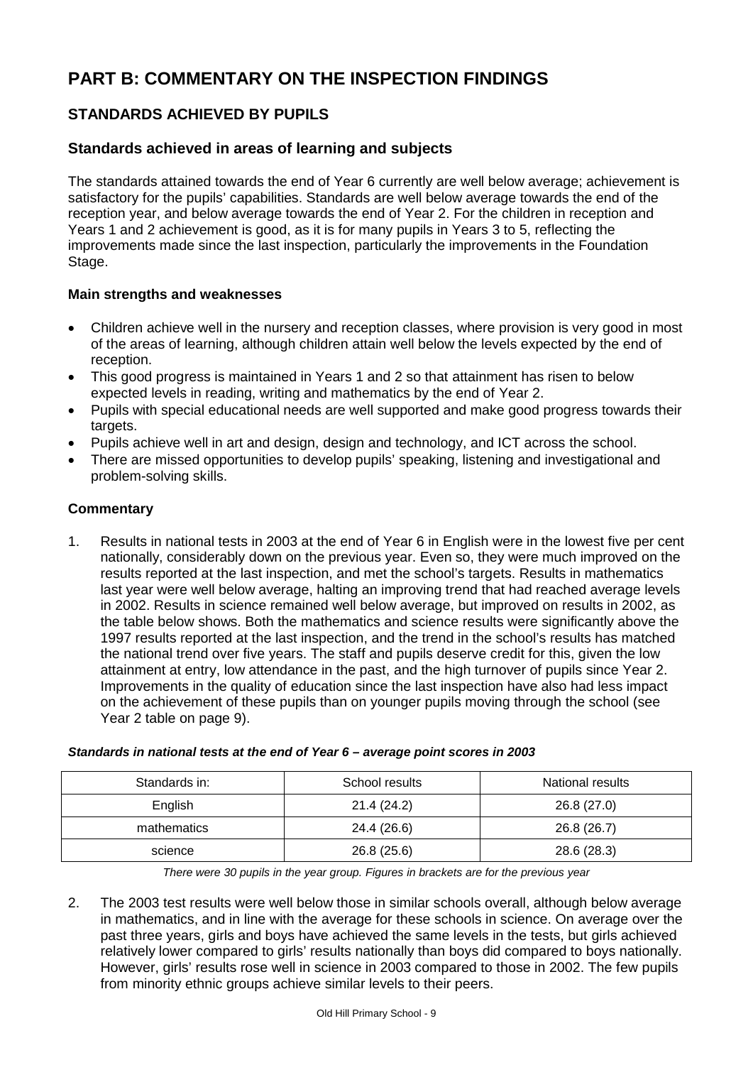# PART B: COMMENTARY ON THE INSPECTION FINDINGS

## STANDARDS ACHIEVED BY PUPILS

### Standards achieved in areas of learning and subjects

The standards attained towards the end of Year 6 currently are well below average; achievement is satisfactory for the pupils' capabilities. Standards are well below average towards the end of the reception year, and below average towards the end of Year 2. For the children in reception and Years 1 and 2 achievement is good, as it is for many pupils in Years 3 to 5, reflecting the improvements made since the last inspection, particularly the improvements in the Foundation Stage.

**Main strengths and weaknesses**

- Children achieve well in the nursery and reception classes, where provision is very good in most of the areas of learning, although children attain well below the levels expected by the end of reception.
- This good progress is maintained in Years 1 and 2 so that attainment has risen to below expected levels in reading, writing and mathematics by the end of Year 2.
- Pupils with special educational needs are well supported and make good progress towards their targets.
- Pupils achieve well in art and design, design and technology, and ICT across the school.
- There are missed opportunities to develop pupils' speaking, listening and investigational and problem-solving skills.

**Commentary**

1. Results in national tests in 2003 at the end of Year 6 in English were in the lowest five per cent nationally, considerably down on the previous year. Even so, they were much improved on the results reported at the last inspection, and met the school's targets. Results in mathematics last year were well below average, halting an improving trend that had reached average levels in 2002. Results in science remained well below average, but improved on results in 2002, as the table below shows. Both the mathematics and science results were significantly above the 1997 results reported at the last inspection, and the trend in the school's results has matched the national trend over five years. The staff and pupils deserve credit for this, given the low attainment at entry, low attendance in the past, and the high turnover of pupils since Year 2. Improvements in the quality of education since the last inspection have also had less impact on the achievement of these pupils than on younger pupils moving through the school (see Year 2 table on page 9).

***Standards in national tests at the end of Year 6 – average point scores in 2003***

| Standards in: | School results | National results |
|---|---|---|
| English | 21.4 (24.2) | 26.8 (27.0) |
| mathematics | 24.4 (26.6) | 26.8 (26.7) |
| science | 26.8 (25.6) | 28.6 (28.3) |

*There were 30 pupils in the year group. Figures in brackets are for the previous year*

2. The 2003 test results were well below those in similar schools overall, although below average in mathematics, and in line with the average for these schools in science. On average over the past three years, girls and boys have achieved the same levels in the tests, but girls achieved relatively lower compared to girls' results nationally than boys did compared to boys nationally. However, girls' results rose well in science in 2003 compared to those in 2002. The few pupils from minority ethnic groups achieve similar levels to their peers.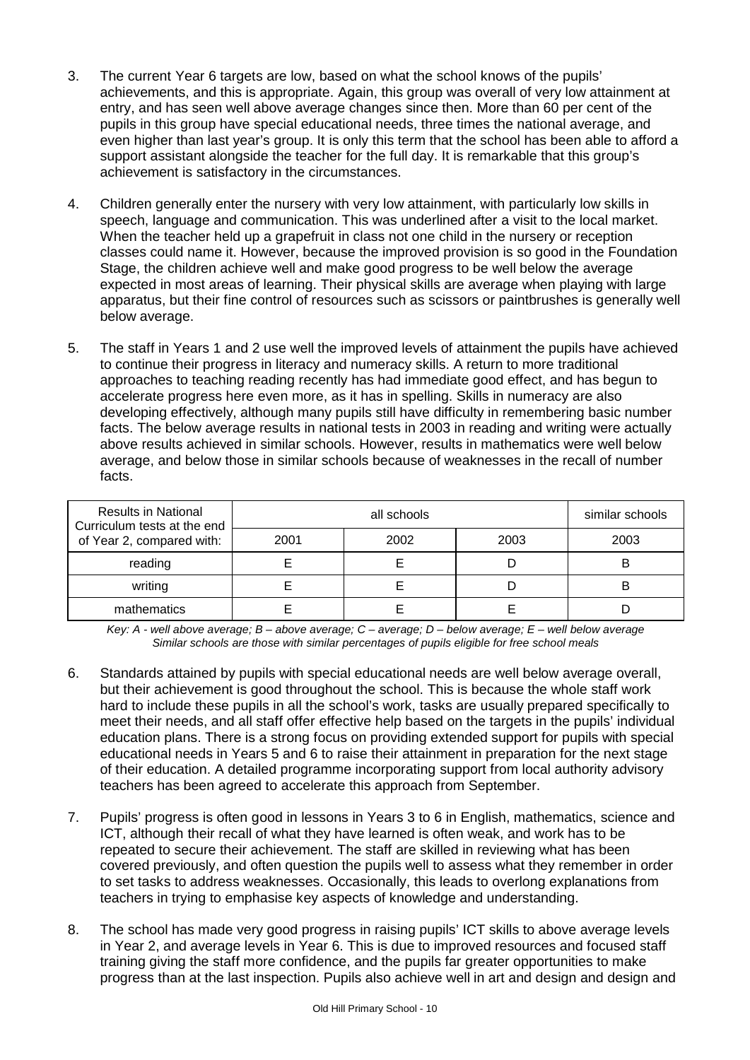3. The current Year 6 targets are low, based on what the school knows of the pupils' achievements, and this is appropriate. Again, this group was overall of very low attainment at entry, and has seen well above average changes since then. More than 60 per cent of the pupils in this group have special educational needs, three times the national average, and even higher than last year's group. It is only this term that the school has been able to afford a support assistant alongside the teacher for the full day. It is remarkable that this group's achievement is satisfactory in the circumstances.

4. Children generally enter the nursery with very low attainment, with particularly low skills in speech, language and communication. This was underlined after a visit to the local market. When the teacher held up a grapefruit in class not one child in the nursery or reception classes could name it. However, because the improved provision is so good in the Foundation Stage, the children achieve well and make good progress to be well below the average expected in most areas of learning. Their physical skills are average when playing with large apparatus, but their fine control of resources such as scissors or paintbrushes is generally well below average.

5. The staff in Years 1 and 2 use well the improved levels of attainment the pupils have achieved to continue their progress in literacy and numeracy skills. A return to more traditional approaches to teaching reading recently has had immediate good effect, and has begun to accelerate progress here even more, as it has in spelling. Skills in numeracy are also developing effectively, although many pupils still have difficulty in remembering basic number facts. The below average results in national tests in 2003 in reading and writing were actually above results achieved in similar schools. However, results in mathematics were well below average, and below those in similar schools because of weaknesses in the recall of number facts.

| Results in National Curriculum tests at the end of Year 2, compared with: | all schools | | | similar schools |
|---|---|---|---|---|
| | 2001 | 2002 | 2003 | 2003 |
| reading | E | E | D | B |
| writing | E | E | D | B |
| mathematics | E | E | E | D |

*Key: A - well above average; B – above average; C – average; D – below average; E – well below average*
*Similar schools are those with similar percentages of pupils eligible for free school meals*

6. Standards attained by pupils with special educational needs are well below average overall, but their achievement is good throughout the school. This is because the whole staff work hard to include these pupils in all the school's work, tasks are usually prepared specifically to meet their needs, and all staff offer effective help based on the targets in the pupils' individual education plans. There is a strong focus on providing extended support for pupils with special educational needs in Years 5 and 6 to raise their attainment in preparation for the next stage of their education. A detailed programme incorporating support from local authority advisory teachers has been agreed to accelerate this approach from September.

7. Pupils' progress is often good in lessons in Years 3 to 6 in English, mathematics, science and ICT, although their recall of what they have learned is often weak, and work has to be repeated to secure their achievement. The staff are skilled in reviewing what has been covered previously, and often question the pupils well to assess what they remember in order to set tasks to address weaknesses. Occasionally, this leads to overlong explanations from teachers in trying to emphasise key aspects of knowledge and understanding.

8. The school has made very good progress in raising pupils' ICT skills to above average levels in Year 2, and average levels in Year 6. This is due to improved resources and focused staff training giving the staff more confidence, and the pupils far greater opportunities to make progress than at the last inspection. Pupils also achieve well in art and design and design and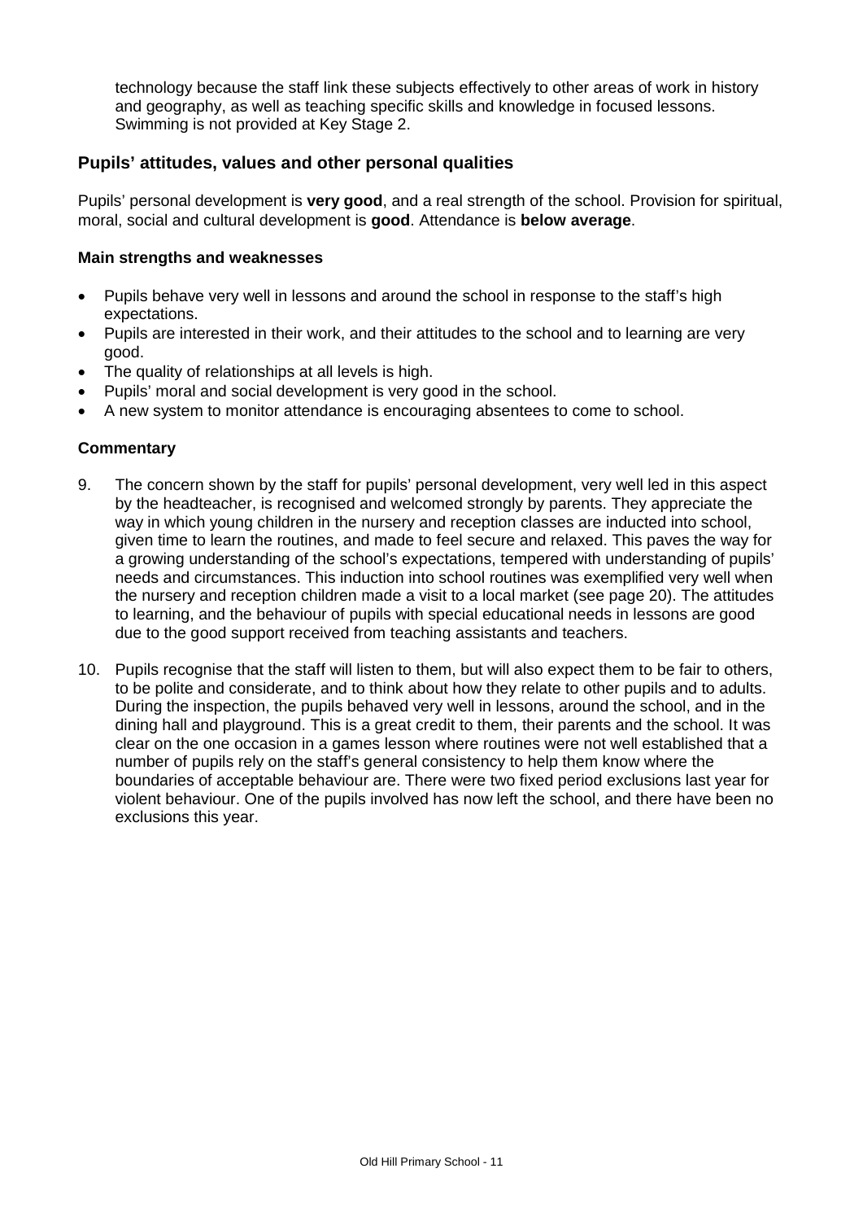technology because the staff link these subjects effectively to other areas of work in history and geography, as well as teaching specific skills and knowledge in focused lessons. Swimming is not provided at Key Stage 2.

## Pupils' attitudes, values and other personal qualities

Pupils' personal development is **very good**, and a real strength of the school. Provision for spiritual, moral, social and cultural development is **good**. Attendance is **below average**.

### Main strengths and weaknesses

- Pupils behave very well in lessons and around the school in response to the staff's high expectations.
- Pupils are interested in their work, and their attitudes to the school and to learning are very good.
- The quality of relationships at all levels is high.
- Pupils' moral and social development is very good in the school.
- A new system to monitor attendance is encouraging absentees to come to school.

### Commentary

9. The concern shown by the staff for pupils' personal development, very well led in this aspect by the headteacher, is recognised and welcomed strongly by parents. They appreciate the way in which young children in the nursery and reception classes are inducted into school, given time to learn the routines, and made to feel secure and relaxed. This paves the way for a growing understanding of the school's expectations, tempered with understanding of pupils' needs and circumstances. This induction into school routines was exemplified very well when the nursery and reception children made a visit to a local market (see page 20). The attitudes to learning, and the behaviour of pupils with special educational needs in lessons are good due to the good support received from teaching assistants and teachers.

10. Pupils recognise that the staff will listen to them, but will also expect them to be fair to others, to be polite and considerate, and to think about how they relate to other pupils and to adults. During the inspection, the pupils behaved very well in lessons, around the school, and in the dining hall and playground. This is a great credit to them, their parents and the school. It was clear on the one occasion in a games lesson where routines were not well established that a number of pupils rely on the staff's general consistency to help them know where the boundaries of acceptable behaviour are. There were two fixed period exclusions last year for violent behaviour. One of the pupils involved has now left the school, and there have been no exclusions this year.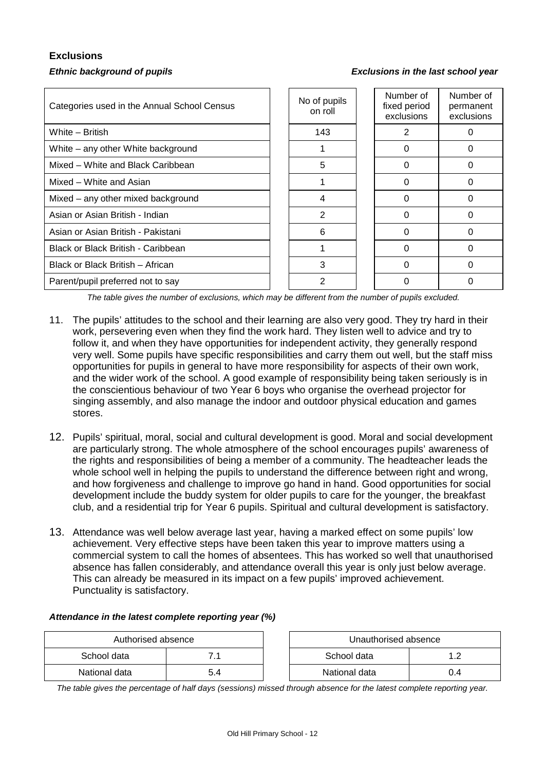## Exclusions

*Ethnic background of pupils* *Exclusions in the last school year*

| Categories used in the Annual School Census | No of pupils on roll | Number of fixed period exclusions | Number of permanent exclusions |
|---|---|---|---|
| White – British | 143 | 2 | 0 |
| White – any other White background | 1 | 0 | 0 |
| Mixed – White and Black Caribbean | 5 | 0 | 0 |
| Mixed – White and Asian | 1 | 0 | 0 |
| Mixed – any other mixed background | 4 | 0 | 0 |
| Asian or Asian British - Indian | 2 | 0 | 0 |
| Asian or Asian British - Pakistani | 6 | 0 | 0 |
| Black or Black British - Caribbean | 1 | 0 | 0 |
| Black or Black British – African | 3 | 0 | 0 |
| Parent/pupil preferred not to say | 2 | 0 | 0 |

*The table gives the number of exclusions, which may be different from the number of pupils excluded.*

11. The pupils' attitudes to the school and their learning are also very good. They try hard in their work, persevering even when they find the work hard. They listen well to advice and try to follow it, and when they have opportunities for independent activity, they generally respond very well. Some pupils have specific responsibilities and carry them out well, but the staff miss opportunities for pupils in general to have more responsibility for aspects of their own work, and the wider work of the school. A good example of responsibility being taken seriously is in the conscientious behaviour of two Year 6 boys who organise the overhead projector for singing assembly, and also manage the indoor and outdoor physical education and games stores.

12. Pupils' spiritual, moral, social and cultural development is good. Moral and social development are particularly strong. The whole atmosphere of the school encourages pupils' awareness of the rights and responsibilities of being a member of a community. The headteacher leads the whole school well in helping the pupils to understand the difference between right and wrong, and how forgiveness and challenge to improve go hand in hand. Good opportunities for social development include the buddy system for older pupils to care for the younger, the breakfast club, and a residential trip for Year 6 pupils. Spiritual and cultural development is satisfactory.

13. Attendance was well below average last year, having a marked effect on some pupils' low achievement. Very effective steps have been taken this year to improve matters using a commercial system to call the homes of absentees. This has worked so well that unauthorised absence has fallen considerably, and attendance overall this year is only just below average. This can already be measured in its impact on a few pupils' improved achievement. Punctuality is satisfactory.

***Attendance in the latest complete reporting year (%)***

| Authorised absence | |
|---|---|
| School data | 7.1 |
| National data | 5.4 |

| Unauthorised absence | |
|---|---|
| School data | 1.2 |
| National data | 0.4 |

*The table gives the percentage of half days (sessions) missed through absence for the latest complete reporting year.*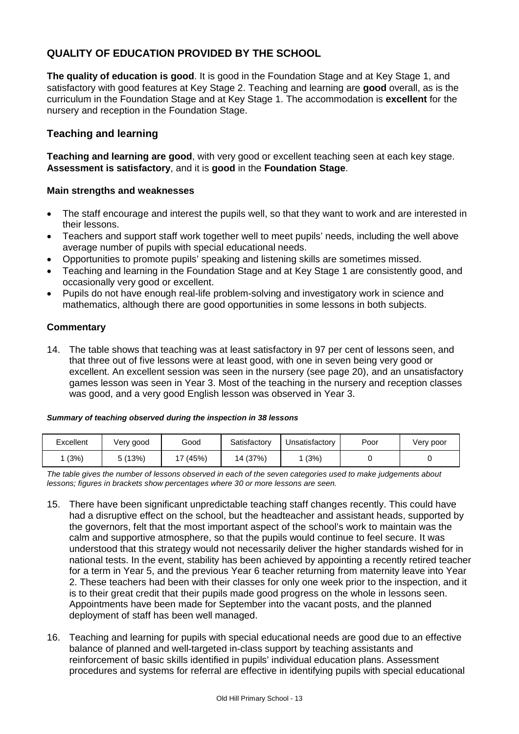## QUALITY OF EDUCATION PROVIDED BY THE SCHOOL

**The quality of education is good**. It is good in the Foundation Stage and at Key Stage 1, and satisfactory with good features at Key Stage 2. Teaching and learning are **good** overall, as is the curriculum in the Foundation Stage and at Key Stage 1. The accommodation is **excellent** for the nursery and reception in the Foundation Stage.

### Teaching and learning

**Teaching and learning are good**, with very good or excellent teaching seen at each key stage. **Assessment is satisfactory**, and it is **good** in the **Foundation Stage**.

#### Main strengths and weaknesses

- The staff encourage and interest the pupils well, so that they want to work and are interested in their lessons.
- Teachers and support staff work together well to meet pupils' needs, including the well above average number of pupils with special educational needs.
- Opportunities to promote pupils' speaking and listening skills are sometimes missed.
- Teaching and learning in the Foundation Stage and at Key Stage 1 are consistently good, and occasionally very good or excellent.
- Pupils do not have enough real-life problem-solving and investigatory work in science and mathematics, although there are good opportunities in some lessons in both subjects.

#### Commentary

14. The table shows that teaching was at least satisfactory in 97 per cent of lessons seen, and that three out of five lessons were at least good, with one in seven being very good or excellent. An excellent session was seen in the nursery (see page 20), and an unsatisfactory games lesson was seen in Year 3. Most of the teaching in the nursery and reception classes was good, and a very good English lesson was observed in Year 3.

***Summary of teaching observed during the inspection in 38 lessons***

| Excellent | Very good | Good | Satisfactory | Unsatisfactory | Poor | Very poor |
|---|---|---|---|---|---|---|
| 1 (3%) | 5 (13%) | 17 (45%) | 14 (37%) | 1 (3%) | 0 | 0 |

*The table gives the number of lessons observed in each of the seven categories used to make judgements about lessons; figures in brackets show percentages where 30 or more lessons are seen.*

15. There have been significant unpredictable teaching staff changes recently. This could have had a disruptive effect on the school, but the headteacher and assistant heads, supported by the governors, felt that the most important aspect of the school's work to maintain was the calm and supportive atmosphere, so that the pupils would continue to feel secure. It was understood that this strategy would not necessarily deliver the higher standards wished for in national tests. In the event, stability has been achieved by appointing a recently retired teacher for a term in Year 5, and the previous Year 6 teacher returning from maternity leave into Year 2. These teachers had been with their classes for only one week prior to the inspection, and it is to their great credit that their pupils made good progress on the whole in lessons seen. Appointments have been made for September into the vacant posts, and the planned deployment of staff has been well managed.

16. Teaching and learning for pupils with special educational needs are good due to an effective balance of planned and well-targeted in-class support by teaching assistants and reinforcement of basic skills identified in pupils' individual education plans. Assessment procedures and systems for referral are effective in identifying pupils with special educational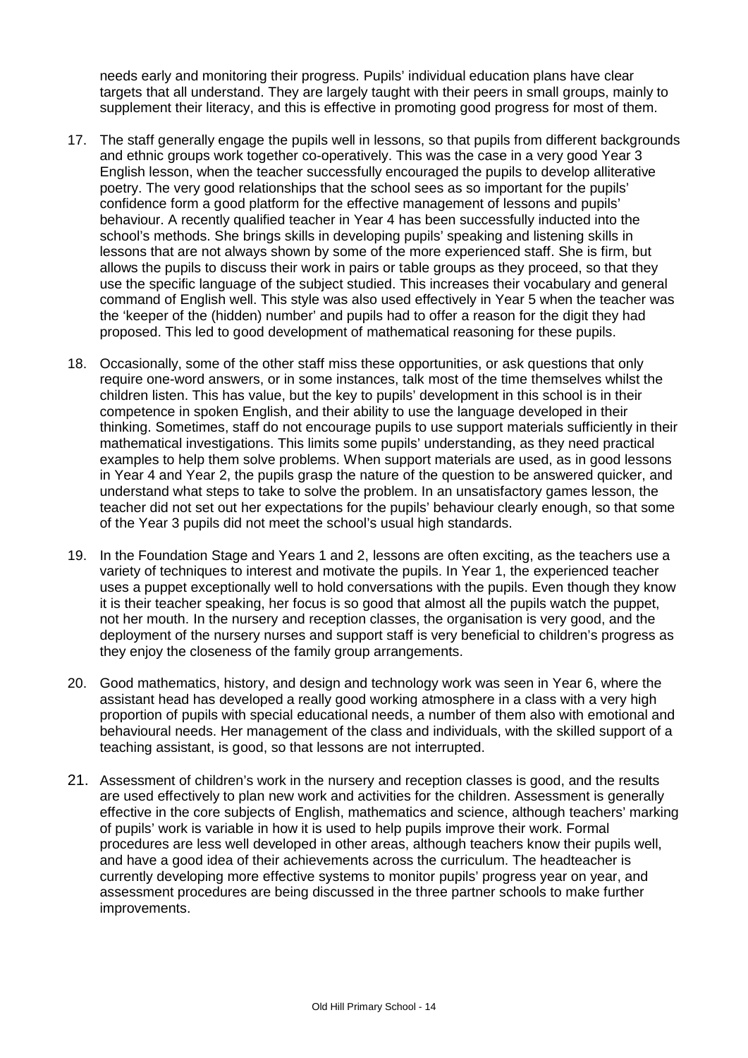needs early and monitoring their progress. Pupils' individual education plans have clear targets that all understand. They are largely taught with their peers in small groups, mainly to supplement their literacy, and this is effective in promoting good progress for most of them.

17. The staff generally engage the pupils well in lessons, so that pupils from different backgrounds and ethnic groups work together co-operatively. This was the case in a very good Year 3 English lesson, when the teacher successfully encouraged the pupils to develop alliterative poetry. The very good relationships that the school sees as so important for the pupils' confidence form a good platform for the effective management of lessons and pupils' behaviour. A recently qualified teacher in Year 4 has been successfully inducted into the school's methods. She brings skills in developing pupils' speaking and listening skills in lessons that are not always shown by some of the more experienced staff. She is firm, but allows the pupils to discuss their work in pairs or table groups as they proceed, so that they use the specific language of the subject studied. This increases their vocabulary and general command of English well. This style was also used effectively in Year 5 when the teacher was the 'keeper of the (hidden) number' and pupils had to offer a reason for the digit they had proposed. This led to good development of mathematical reasoning for these pupils.

18. Occasionally, some of the other staff miss these opportunities, or ask questions that only require one-word answers, or in some instances, talk most of the time themselves whilst the children listen. This has value, but the key to pupils' development in this school is in their competence in spoken English, and their ability to use the language developed in their thinking. Sometimes, staff do not encourage pupils to use support materials sufficiently in their mathematical investigations. This limits some pupils' understanding, as they need practical examples to help them solve problems. When support materials are used, as in good lessons in Year 4 and Year 2, the pupils grasp the nature of the question to be answered quicker, and understand what steps to take to solve the problem. In an unsatisfactory games lesson, the teacher did not set out her expectations for the pupils' behaviour clearly enough, so that some of the Year 3 pupils did not meet the school's usual high standards.

19. In the Foundation Stage and Years 1 and 2, lessons are often exciting, as the teachers use a variety of techniques to interest and motivate the pupils. In Year 1, the experienced teacher uses a puppet exceptionally well to hold conversations with the pupils. Even though they know it is their teacher speaking, her focus is so good that almost all the pupils watch the puppet, not her mouth. In the nursery and reception classes, the organisation is very good, and the deployment of the nursery nurses and support staff is very beneficial to children's progress as they enjoy the closeness of the family group arrangements.

20. Good mathematics, history, and design and technology work was seen in Year 6, where the assistant head has developed a really good working atmosphere in a class with a very high proportion of pupils with special educational needs, a number of them also with emotional and behavioural needs. Her management of the class and individuals, with the skilled support of a teaching assistant, is good, so that lessons are not interrupted.

21. Assessment of children's work in the nursery and reception classes is good, and the results are used effectively to plan new work and activities for the children. Assessment is generally effective in the core subjects of English, mathematics and science, although teachers' marking of pupils' work is variable in how it is used to help pupils improve their work. Formal procedures are less well developed in other areas, although teachers know their pupils well, and have a good idea of their achievements across the curriculum. The headteacher is currently developing more effective systems to monitor pupils' progress year on year, and assessment procedures are being discussed in the three partner schools to make further improvements.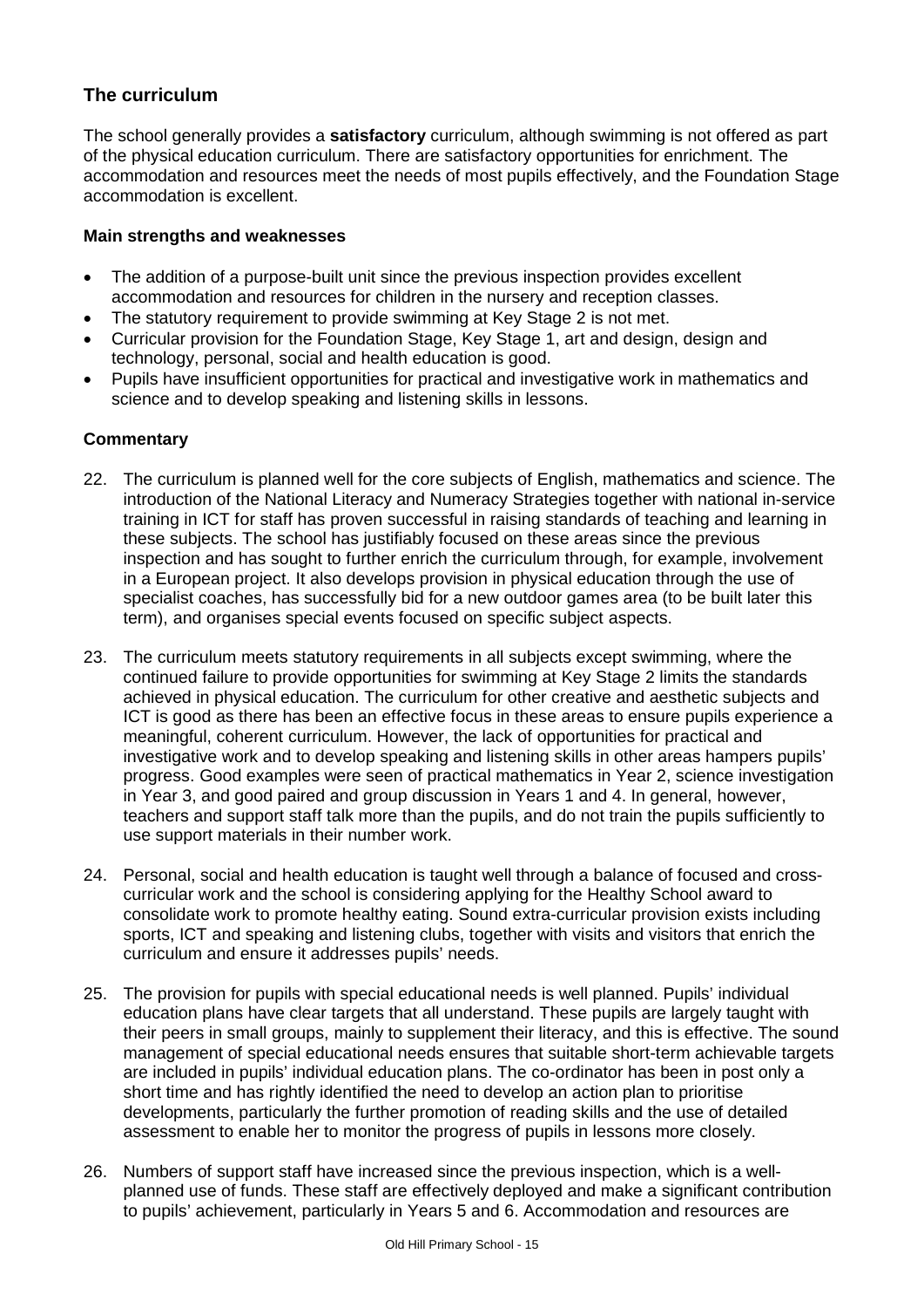## The curriculum

The school generally provides a **satisfactory** curriculum, although swimming is not offered as part of the physical education curriculum. There are satisfactory opportunities for enrichment. The accommodation and resources meet the needs of most pupils effectively, and the Foundation Stage accommodation is excellent.

### Main strengths and weaknesses

- The addition of a purpose-built unit since the previous inspection provides excellent accommodation and resources for children in the nursery and reception classes.
- The statutory requirement to provide swimming at Key Stage 2 is not met.
- Curricular provision for the Foundation Stage, Key Stage 1, art and design, design and technology, personal, social and health education is good.
- Pupils have insufficient opportunities for practical and investigative work in mathematics and science and to develop speaking and listening skills in lessons.

### Commentary

22. The curriculum is planned well for the core subjects of English, mathematics and science. The introduction of the National Literacy and Numeracy Strategies together with national in-service training in ICT for staff has proven successful in raising standards of teaching and learning in these subjects. The school has justifiably focused on these areas since the previous inspection and has sought to further enrich the curriculum through, for example, involvement in a European project. It also develops provision in physical education through the use of specialist coaches, has successfully bid for a new outdoor games area (to be built later this term), and organises special events focused on specific subject aspects.

23. The curriculum meets statutory requirements in all subjects except swimming, where the continued failure to provide opportunities for swimming at Key Stage 2 limits the standards achieved in physical education. The curriculum for other creative and aesthetic subjects and ICT is good as there has been an effective focus in these areas to ensure pupils experience a meaningful, coherent curriculum. However, the lack of opportunities for practical and investigative work and to develop speaking and listening skills in other areas hampers pupils' progress. Good examples were seen of practical mathematics in Year 2, science investigation in Year 3, and good paired and group discussion in Years 1 and 4. In general, however, teachers and support staff talk more than the pupils, and do not train the pupils sufficiently to use support materials in their number work.

24. Personal, social and health education is taught well through a balance of focused and cross-curricular work and the school is considering applying for the Healthy School award to consolidate work to promote healthy eating. Sound extra-curricular provision exists including sports, ICT and speaking and listening clubs, together with visits and visitors that enrich the curriculum and ensure it addresses pupils' needs.

25. The provision for pupils with special educational needs is well planned. Pupils' individual education plans have clear targets that all understand. These pupils are largely taught with their peers in small groups, mainly to supplement their literacy, and this is effective. The sound management of special educational needs ensures that suitable short-term achievable targets are included in pupils' individual education plans. The co-ordinator has been in post only a short time and has rightly identified the need to develop an action plan to prioritise developments, particularly the further promotion of reading skills and the use of detailed assessment to enable her to monitor the progress of pupils in lessons more closely.

26. Numbers of support staff have increased since the previous inspection, which is a well-planned use of funds. These staff are effectively deployed and make a significant contribution to pupils' achievement, particularly in Years 5 and 6. Accommodation and resources are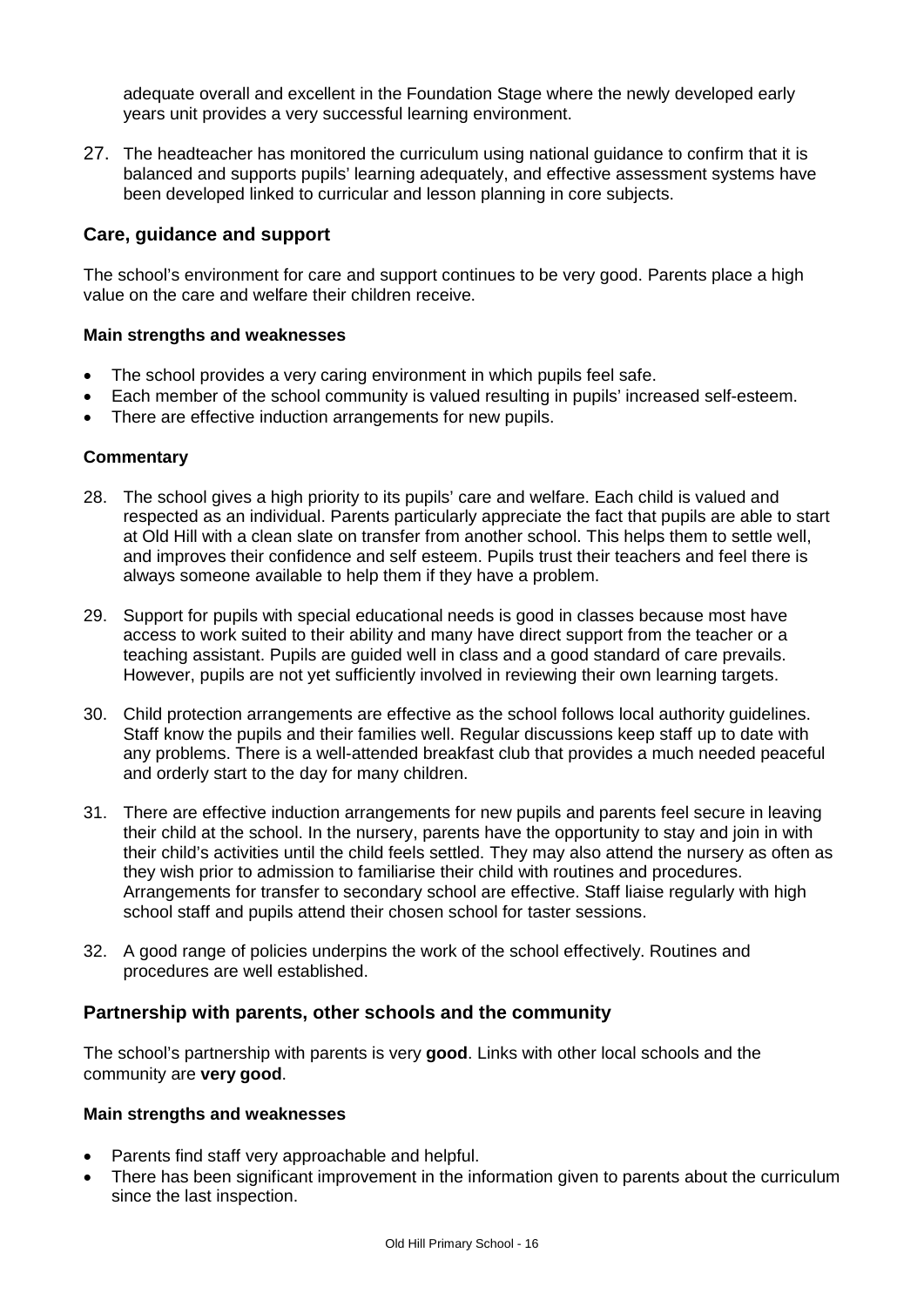adequate overall and excellent in the Foundation Stage where the newly developed early years unit provides a very successful learning environment.

27. The headteacher has monitored the curriculum using national guidance to confirm that it is balanced and supports pupils' learning adequately, and effective assessment systems have been developed linked to curricular and lesson planning in core subjects.

## Care, guidance and support

The school's environment for care and support continues to be very good. Parents place a high value on the care and welfare their children receive.

#### Main strengths and weaknesses

- The school provides a very caring environment in which pupils feel safe.
- Each member of the school community is valued resulting in pupils' increased self-esteem.
- There are effective induction arrangements for new pupils.

#### Commentary

28. The school gives a high priority to its pupils' care and welfare. Each child is valued and respected as an individual. Parents particularly appreciate the fact that pupils are able to start at Old Hill with a clean slate on transfer from another school. This helps them to settle well, and improves their confidence and self esteem. Pupils trust their teachers and feel there is always someone available to help them if they have a problem.

29. Support for pupils with special educational needs is good in classes because most have access to work suited to their ability and many have direct support from the teacher or a teaching assistant. Pupils are guided well in class and a good standard of care prevails. However, pupils are not yet sufficiently involved in reviewing their own learning targets.

30. Child protection arrangements are effective as the school follows local authority guidelines. Staff know the pupils and their families well. Regular discussions keep staff up to date with any problems. There is a well-attended breakfast club that provides a much needed peaceful and orderly start to the day for many children.

31. There are effective induction arrangements for new pupils and parents feel secure in leaving their child at the school. In the nursery, parents have the opportunity to stay and join in with their child's activities until the child feels settled. They may also attend the nursery as often as they wish prior to admission to familiarise their child with routines and procedures. Arrangements for transfer to secondary school are effective. Staff liaise regularly with high school staff and pupils attend their chosen school for taster sessions.

32. A good range of policies underpins the work of the school effectively. Routines and procedures are well established.

## Partnership with parents, other schools and the community

The school's partnership with parents is very **good**. Links with other local schools and the community are **very good**.

#### Main strengths and weaknesses

- Parents find staff very approachable and helpful.
- There has been significant improvement in the information given to parents about the curriculum since the last inspection.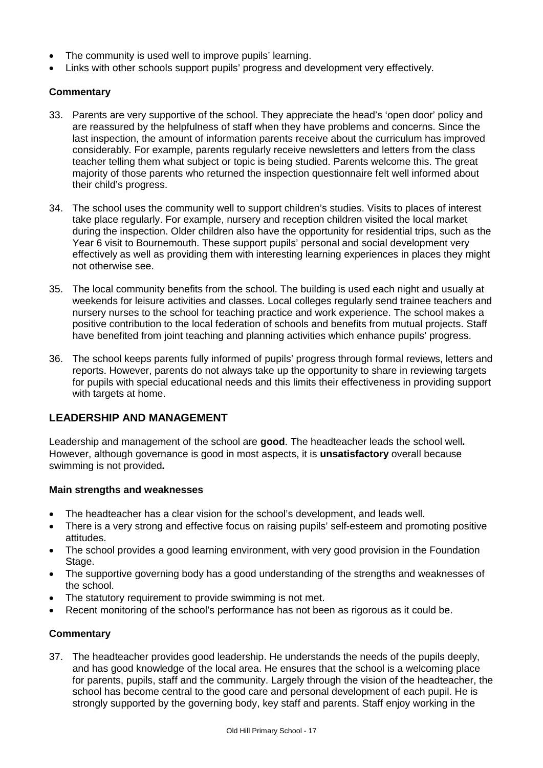- The community is used well to improve pupils' learning.
- Links with other schools support pupils' progress and development very effectively.

**Commentary**

33. Parents are very supportive of the school. They appreciate the head's 'open door' policy and are reassured by the helpfulness of staff when they have problems and concerns. Since the last inspection, the amount of information parents receive about the curriculum has improved considerably. For example, parents regularly receive newsletters and letters from the class teacher telling them what subject or topic is being studied. Parents welcome this. The great majority of those parents who returned the inspection questionnaire felt well informed about their child's progress.

34. The school uses the community well to support children's studies. Visits to places of interest take place regularly. For example, nursery and reception children visited the local market during the inspection. Older children also have the opportunity for residential trips, such as the Year 6 visit to Bournemouth. These support pupils' personal and social development very effectively as well as providing them with interesting learning experiences in places they might not otherwise see.

35. The local community benefits from the school. The building is used each night and usually at weekends for leisure activities and classes. Local colleges regularly send trainee teachers and nursery nurses to the school for teaching practice and work experience. The school makes a positive contribution to the local federation of schools and benefits from mutual projects. Staff have benefited from joint teaching and planning activities which enhance pupils' progress.

36. The school keeps parents fully informed of pupils' progress through formal reviews, letters and reports. However, parents do not always take up the opportunity to share in reviewing targets for pupils with special educational needs and this limits their effectiveness in providing support with targets at home.

## LEADERSHIP AND MANAGEMENT

Leadership and management of the school are **good**. The headteacher leads the school well**.** However, although governance is good in most aspects, it is **unsatisfactory** overall because swimming is not provided**.**

**Main strengths and weaknesses**

- The headteacher has a clear vision for the school's development, and leads well.
- There is a very strong and effective focus on raising pupils' self-esteem and promoting positive attitudes.
- The school provides a good learning environment, with very good provision in the Foundation Stage.
- The supportive governing body has a good understanding of the strengths and weaknesses of the school.
- The statutory requirement to provide swimming is not met.
- Recent monitoring of the school's performance has not been as rigorous as it could be.

**Commentary**

37. The headteacher provides good leadership. He understands the needs of the pupils deeply, and has good knowledge of the local area. He ensures that the school is a welcoming place for parents, pupils, staff and the community. Largely through the vision of the headteacher, the school has become central to the good care and personal development of each pupil. He is strongly supported by the governing body, key staff and parents. Staff enjoy working in the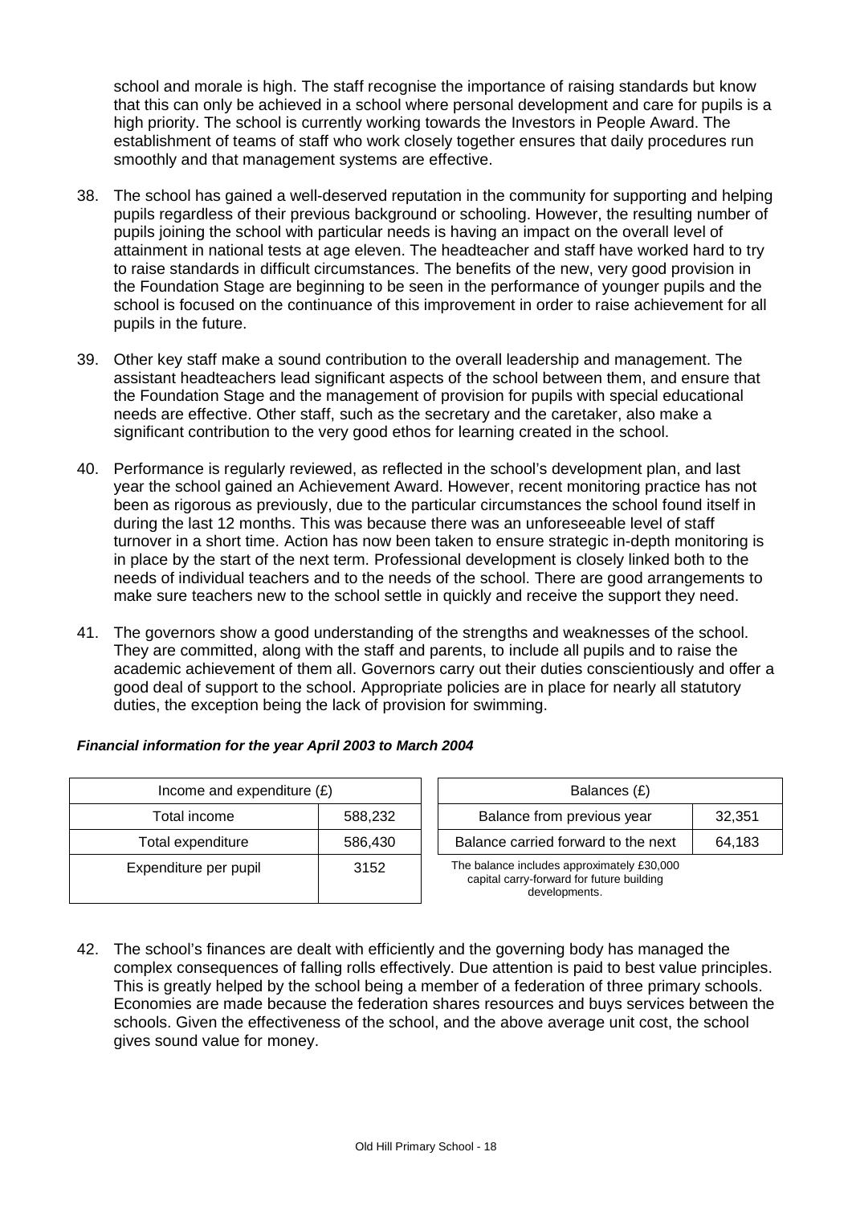school and morale is high. The staff recognise the importance of raising standards but know that this can only be achieved in a school where personal development and care for pupils is a high priority. The school is currently working towards the Investors in People Award. The establishment of teams of staff who work closely together ensures that daily procedures run smoothly and that management systems are effective.

38. The school has gained a well-deserved reputation in the community for supporting and helping pupils regardless of their previous background or schooling. However, the resulting number of pupils joining the school with particular needs is having an impact on the overall level of attainment in national tests at age eleven. The headteacher and staff have worked hard to try to raise standards in difficult circumstances. The benefits of the new, very good provision in the Foundation Stage are beginning to be seen in the performance of younger pupils and the school is focused on the continuance of this improvement in order to raise achievement for all pupils in the future.

39. Other key staff make a sound contribution to the overall leadership and management. The assistant headteachers lead significant aspects of the school between them, and ensure that the Foundation Stage and the management of provision for pupils with special educational needs are effective. Other staff, such as the secretary and the caretaker, also make a significant contribution to the very good ethos for learning created in the school.

40. Performance is regularly reviewed, as reflected in the school's development plan, and last year the school gained an Achievement Award. However, recent monitoring practice has not been as rigorous as previously, due to the particular circumstances the school found itself in during the last 12 months. This was because there was an unforeseeable level of staff turnover in a short time. Action has now been taken to ensure strategic in-depth monitoring is in place by the start of the next term. Professional development is closely linked both to the needs of individual teachers and to the needs of the school. There are good arrangements to make sure teachers new to the school settle in quickly and receive the support they need.

41. The governors show a good understanding of the strengths and weaknesses of the school. They are committed, along with the staff and parents, to include all pupils and to raise the academic achievement of them all. Governors carry out their duties conscientiously and offer a good deal of support to the school. Appropriate policies are in place for nearly all statutory duties, the exception being the lack of provision for swimming.

***Financial information for the year April 2003 to March 2004***

| Income and expenditure (£) | |
|---|---|
| Total income | 588,232 |
| Total expenditure | 586,430 |
| Expenditure per pupil | 3152 |

| Balances (£) | |
|---|---|
| Balance from previous year | 32,351 |
| Balance carried forward to the next | 64,183 |

The balance includes approximately £30,000 capital carry-forward for future building developments.

42. The school's finances are dealt with efficiently and the governing body has managed the complex consequences of falling rolls effectively. Due attention is paid to best value principles. This is greatly helped by the school being a member of a federation of three primary schools. Economies are made because the federation shares resources and buys services between the schools. Given the effectiveness of the school, and the above average unit cost, the school gives sound value for money.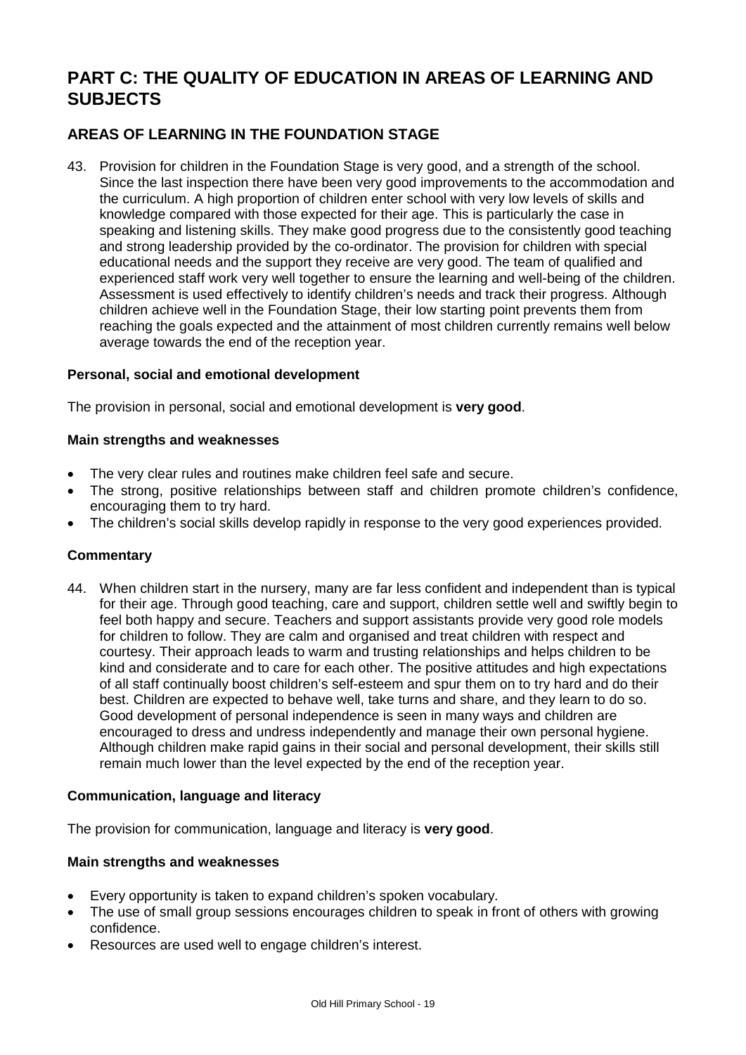# PART C: THE QUALITY OF EDUCATION IN AREAS OF LEARNING AND SUBJECTS

## AREAS OF LEARNING IN THE FOUNDATION STAGE

43. Provision for children in the Foundation Stage is very good, and a strength of the school. Since the last inspection there have been very good improvements to the accommodation and the curriculum. A high proportion of children enter school with very low levels of skills and knowledge compared with those expected for their age. This is particularly the case in speaking and listening skills. They make good progress due to the consistently good teaching and strong leadership provided by the co-ordinator. The provision for children with special educational needs and the support they receive are very good. The team of qualified and experienced staff work very well together to ensure the learning and well-being of the children. Assessment is used effectively to identify children's needs and track their progress. Although children achieve well in the Foundation Stage, their low starting point prevents them from reaching the goals expected and the attainment of most children currently remains well below average towards the end of the reception year.

### Personal, social and emotional development

The provision in personal, social and emotional development is **very good**.

#### Main strengths and weaknesses

- The very clear rules and routines make children feel safe and secure.
- The strong, positive relationships between staff and children promote children's confidence, encouraging them to try hard.
- The children's social skills develop rapidly in response to the very good experiences provided.

#### Commentary

44. When children start in the nursery, many are far less confident and independent than is typical for their age. Through good teaching, care and support, children settle well and swiftly begin to feel both happy and secure. Teachers and support assistants provide very good role models for children to follow. They are calm and organised and treat children with respect and courtesy. Their approach leads to warm and trusting relationships and helps children to be kind and considerate and to care for each other. The positive attitudes and high expectations of all staff continually boost children's self-esteem and spur them on to try hard and do their best. Children are expected to behave well, take turns and share, and they learn to do so. Good development of personal independence is seen in many ways and children are encouraged to dress and undress independently and manage their own personal hygiene. Although children make rapid gains in their social and personal development, their skills still remain much lower than the level expected by the end of the reception year.

### Communication, language and literacy

The provision for communication, language and literacy is **very good**.

#### Main strengths and weaknesses

- Every opportunity is taken to expand children's spoken vocabulary.
- The use of small group sessions encourages children to speak in front of others with growing confidence.
- Resources are used well to engage children's interest.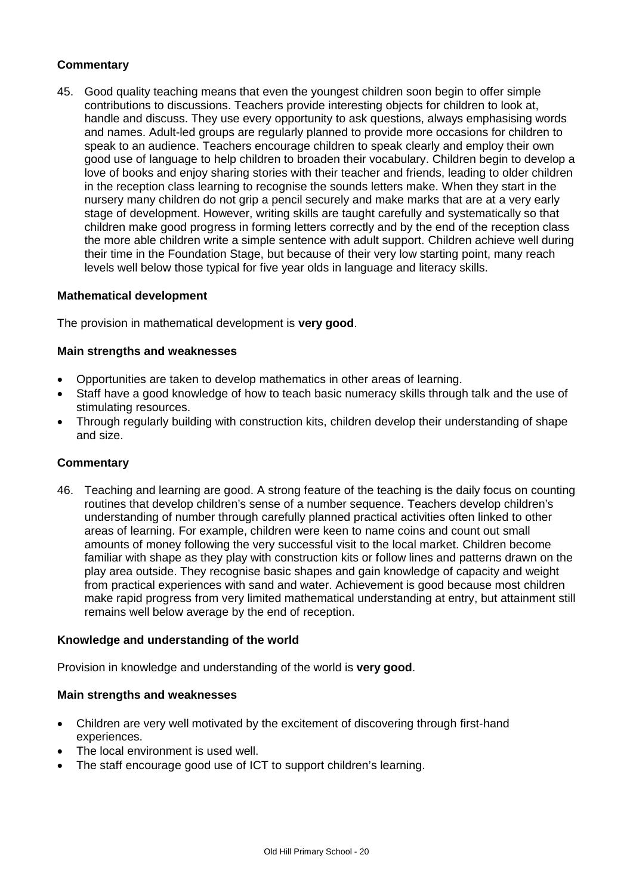### Commentary

45. Good quality teaching means that even the youngest children soon begin to offer simple contributions to discussions. Teachers provide interesting objects for children to look at, handle and discuss. They use every opportunity to ask questions, always emphasising words and names. Adult-led groups are regularly planned to provide more occasions for children to speak to an audience. Teachers encourage children to speak clearly and employ their own good use of language to help children to broaden their vocabulary. Children begin to develop a love of books and enjoy sharing stories with their teacher and friends, leading to older children in the reception class learning to recognise the sounds letters make. When they start in the nursery many children do not grip a pencil securely and make marks that are at a very early stage of development. However, writing skills are taught carefully and systematically so that children make good progress in forming letters correctly and by the end of the reception class the more able children write a simple sentence with adult support. Children achieve well during their time in the Foundation Stage, but because of their very low starting point, many reach levels well below those typical for five year olds in language and literacy skills.

### Mathematical development

The provision in mathematical development is **very good**.

#### Main strengths and weaknesses

- Opportunities are taken to develop mathematics in other areas of learning.
- Staff have a good knowledge of how to teach basic numeracy skills through talk and the use of stimulating resources.
- Through regularly building with construction kits, children develop their understanding of shape and size.

### Commentary

46. Teaching and learning are good. A strong feature of the teaching is the daily focus on counting routines that develop children's sense of a number sequence. Teachers develop children's understanding of number through carefully planned practical activities often linked to other areas of learning. For example, children were keen to name coins and count out small amounts of money following the very successful visit to the local market. Children become familiar with shape as they play with construction kits or follow lines and patterns drawn on the play area outside. They recognise basic shapes and gain knowledge of capacity and weight from practical experiences with sand and water. Achievement is good because most children make rapid progress from very limited mathematical understanding at entry, but attainment still remains well below average by the end of reception.

### Knowledge and understanding of the world

Provision in knowledge and understanding of the world is **very good**.

#### Main strengths and weaknesses

- Children are very well motivated by the excitement of discovering through first-hand experiences.
- The local environment is used well.
- The staff encourage good use of ICT to support children's learning.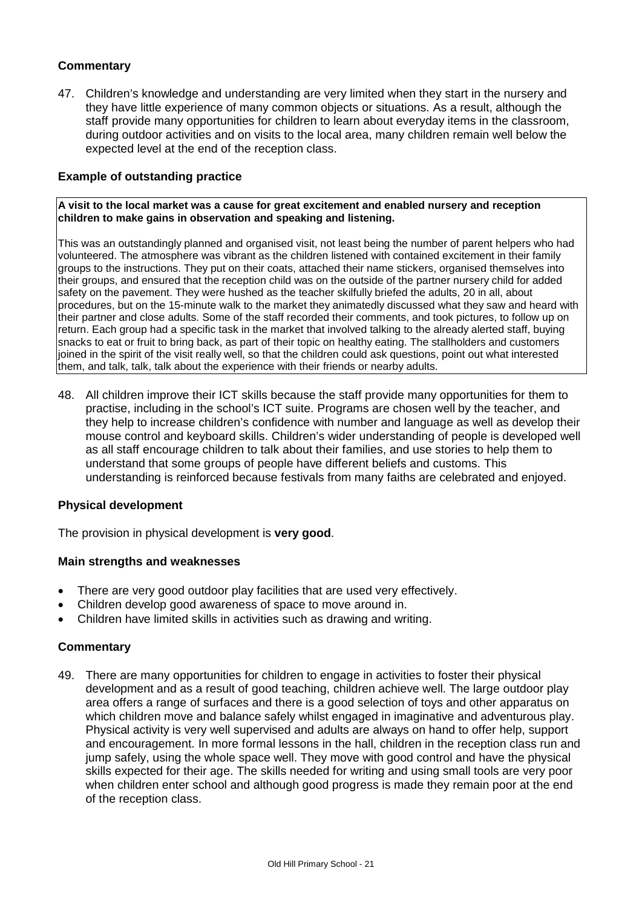### Commentary

47. Children's knowledge and understanding are very limited when they start in the nursery and they have little experience of many common objects or situations. As a result, although the staff provide many opportunities for children to learn about everyday items in the classroom, during outdoor activities and on visits to the local area, many children remain well below the expected level at the end of the reception class.

### Example of outstanding practice

**A visit to the local market was a cause for great excitement and enabled nursery and reception children to make gains in observation and speaking and listening.**

This was an outstandingly planned and organised visit, not least being the number of parent helpers who had volunteered. The atmosphere was vibrant as the children listened with contained excitement in their family groups to the instructions. They put on their coats, attached their name stickers, organised themselves into their groups, and ensured that the reception child was on the outside of the partner nursery child for added safety on the pavement. They were hushed as the teacher skilfully briefed the adults, 20 in all, about procedures, but on the 15-minute walk to the market they animatedly discussed what they saw and heard with their partner and close adults. Some of the staff recorded their comments, and took pictures, to follow up on return. Each group had a specific task in the market that involved talking to the already alerted staff, buying snacks to eat or fruit to bring back, as part of their topic on healthy eating. The stallholders and customers joined in the spirit of the visit really well, so that the children could ask questions, point out what interested them, and talk, talk, talk about the experience with their friends or nearby adults.

48. All children improve their ICT skills because the staff provide many opportunities for them to practise, including in the school's ICT suite. Programs are chosen well by the teacher, and they help to increase children's confidence with number and language as well as develop their mouse control and keyboard skills. Children's wider understanding of people is developed well as all staff encourage children to talk about their families, and use stories to help them to understand that some groups of people have different beliefs and customs. This understanding is reinforced because festivals from many faiths are celebrated and enjoyed.

### Physical development

The provision in physical development is **very good**.

### Main strengths and weaknesses

- There are very good outdoor play facilities that are used very effectively.
- Children develop good awareness of space to move around in.
- Children have limited skills in activities such as drawing and writing.

### Commentary

49. There are many opportunities for children to engage in activities to foster their physical development and as a result of good teaching, children achieve well. The large outdoor play area offers a range of surfaces and there is a good selection of toys and other apparatus on which children move and balance safely whilst engaged in imaginative and adventurous play. Physical activity is very well supervised and adults are always on hand to offer help, support and encouragement. In more formal lessons in the hall, children in the reception class run and jump safely, using the whole space well. They move with good control and have the physical skills expected for their age. The skills needed for writing and using small tools are very poor when children enter school and although good progress is made they remain poor at the end of the reception class.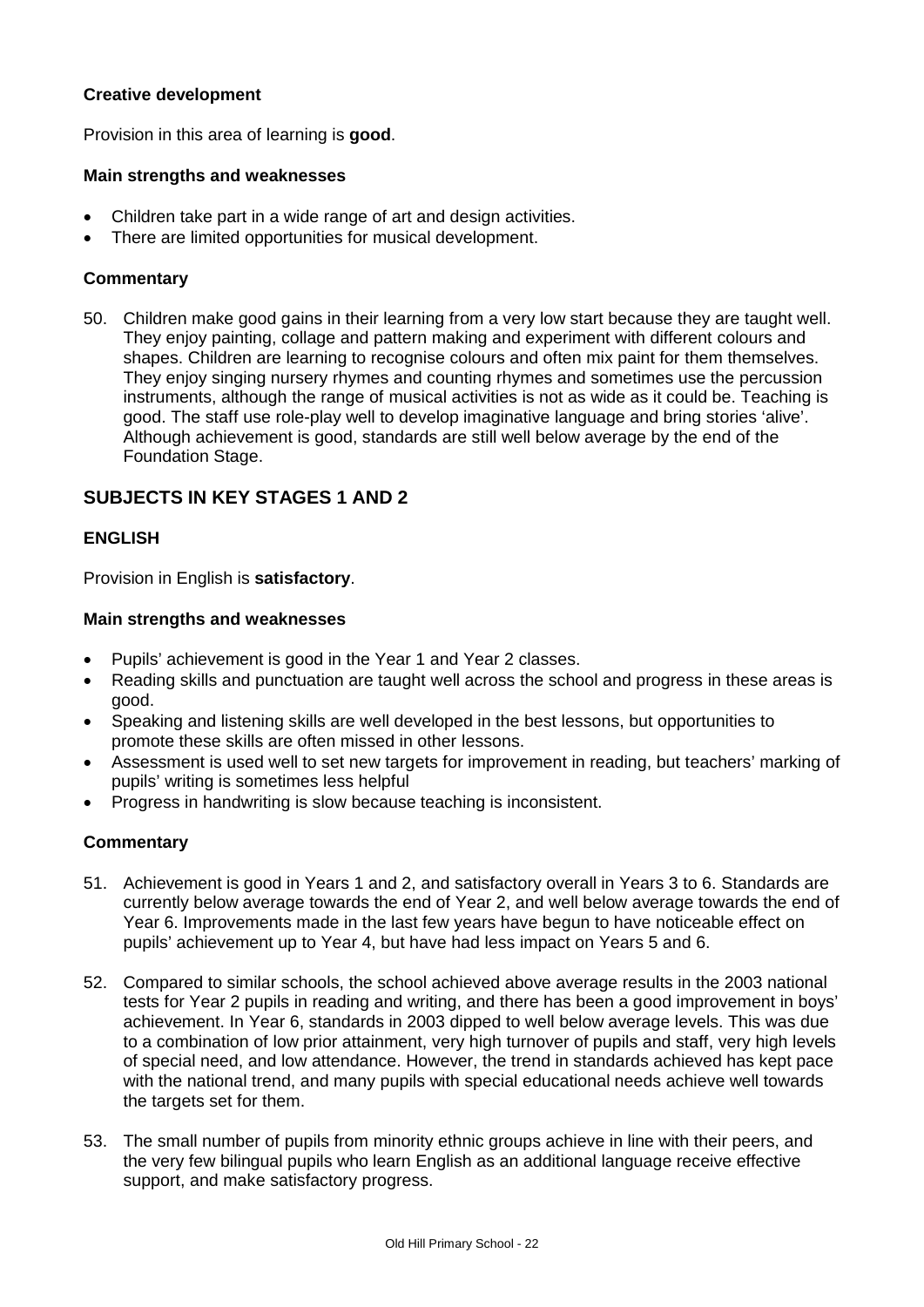### Creative development

Provision in this area of learning is **good**.

#### Main strengths and weaknesses

- Children take part in a wide range of art and design activities.
- There are limited opportunities for musical development.

#### Commentary

50. Children make good gains in their learning from a very low start because they are taught well. They enjoy painting, collage and pattern making and experiment with different colours and shapes. Children are learning to recognise colours and often mix paint for them themselves. They enjoy singing nursery rhymes and counting rhymes and sometimes use the percussion instruments, although the range of musical activities is not as wide as it could be. Teaching is good. The staff use role-play well to develop imaginative language and bring stories 'alive'. Although achievement is good, standards are still well below average by the end of the Foundation Stage.

## SUBJECTS IN KEY STAGES 1 AND 2

### ENGLISH

Provision in English is **satisfactory**.

#### Main strengths and weaknesses

- Pupils' achievement is good in the Year 1 and Year 2 classes.
- Reading skills and punctuation are taught well across the school and progress in these areas is good.
- Speaking and listening skills are well developed in the best lessons, but opportunities to promote these skills are often missed in other lessons.
- Assessment is used well to set new targets for improvement in reading, but teachers' marking of pupils' writing is sometimes less helpful
- Progress in handwriting is slow because teaching is inconsistent.

#### Commentary

51. Achievement is good in Years 1 and 2, and satisfactory overall in Years 3 to 6. Standards are currently below average towards the end of Year 2, and well below average towards the end of Year 6. Improvements made in the last few years have begun to have noticeable effect on pupils' achievement up to Year 4, but have had less impact on Years 5 and 6.

52. Compared to similar schools, the school achieved above average results in the 2003 national tests for Year 2 pupils in reading and writing, and there has been a good improvement in boys' achievement. In Year 6, standards in 2003 dipped to well below average levels. This was due to a combination of low prior attainment, very high turnover of pupils and staff, very high levels of special need, and low attendance. However, the trend in standards achieved has kept pace with the national trend, and many pupils with special educational needs achieve well towards the targets set for them.

53. The small number of pupils from minority ethnic groups achieve in line with their peers, and the very few bilingual pupils who learn English as an additional language receive effective support, and make satisfactory progress.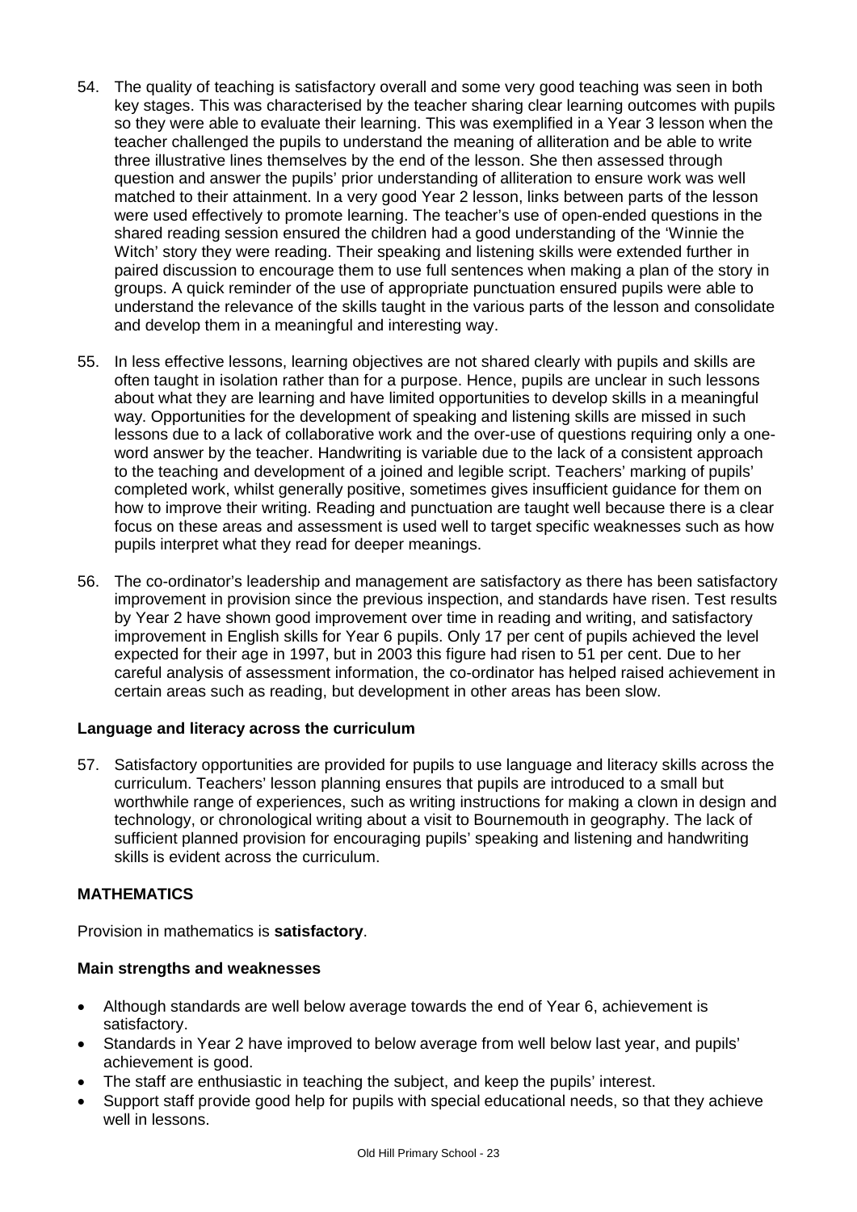54. The quality of teaching is satisfactory overall and some very good teaching was seen in both key stages. This was characterised by the teacher sharing clear learning outcomes with pupils so they were able to evaluate their learning. This was exemplified in a Year 3 lesson when the teacher challenged the pupils to understand the meaning of alliteration and be able to write three illustrative lines themselves by the end of the lesson. She then assessed through question and answer the pupils' prior understanding of alliteration to ensure work was well matched to their attainment. In a very good Year 2 lesson, links between parts of the lesson were used effectively to promote learning. The teacher's use of open-ended questions in the shared reading session ensured the children had a good understanding of the 'Winnie the Witch' story they were reading. Their speaking and listening skills were extended further in paired discussion to encourage them to use full sentences when making a plan of the story in groups. A quick reminder of the use of appropriate punctuation ensured pupils were able to understand the relevance of the skills taught in the various parts of the lesson and consolidate and develop them in a meaningful and interesting way.

55. In less effective lessons, learning objectives are not shared clearly with pupils and skills are often taught in isolation rather than for a purpose. Hence, pupils are unclear in such lessons about what they are learning and have limited opportunities to develop skills in a meaningful way. Opportunities for the development of speaking and listening skills are missed in such lessons due to a lack of collaborative work and the over-use of questions requiring only a one-word answer by the teacher. Handwriting is variable due to the lack of a consistent approach to the teaching and development of a joined and legible script. Teachers' marking of pupils' completed work, whilst generally positive, sometimes gives insufficient guidance for them on how to improve their writing. Reading and punctuation are taught well because there is a clear focus on these areas and assessment is used well to target specific weaknesses such as how pupils interpret what they read for deeper meanings.

56. The co-ordinator's leadership and management are satisfactory as there has been satisfactory improvement in provision since the previous inspection, and standards have risen. Test results by Year 2 have shown good improvement over time in reading and writing, and satisfactory improvement in English skills for Year 6 pupils. Only 17 per cent of pupils achieved the level expected for their age in 1997, but in 2003 this figure had risen to 51 per cent. Due to her careful analysis of assessment information, the co-ordinator has helped raised achievement in certain areas such as reading, but development in other areas has been slow.

### Language and literacy across the curriculum

57. Satisfactory opportunities are provided for pupils to use language and literacy skills across the curriculum. Teachers' lesson planning ensures that pupils are introduced to a small but worthwhile range of experiences, such as writing instructions for making a clown in design and technology, or chronological writing about a visit to Bournemouth in geography. The lack of sufficient planned provision for encouraging pupils' speaking and listening and handwriting skills is evident across the curriculum.

## MATHEMATICS

Provision in mathematics is **satisfactory**.

### Main strengths and weaknesses

- Although standards are well below average towards the end of Year 6, achievement is satisfactory.
- Standards in Year 2 have improved to below average from well below last year, and pupils' achievement is good.
- The staff are enthusiastic in teaching the subject, and keep the pupils' interest.
- Support staff provide good help for pupils with special educational needs, so that they achieve well in lessons.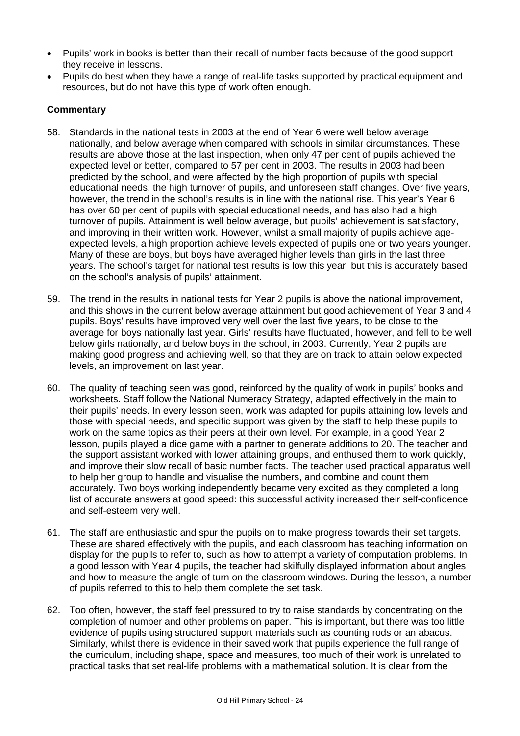- Pupils' work in books is better than their recall of number facts because of the good support they receive in lessons.
- Pupils do best when they have a range of real-life tasks supported by practical equipment and resources, but do not have this type of work often enough.

**Commentary**

58. Standards in the national tests in 2003 at the end of Year 6 were well below average nationally, and below average when compared with schools in similar circumstances. These results are above those at the last inspection, when only 47 per cent of pupils achieved the expected level or better, compared to 57 per cent in 2003. The results in 2003 had been predicted by the school, and were affected by the high proportion of pupils with special educational needs, the high turnover of pupils, and unforeseen staff changes. Over five years, however, the trend in the school's results is in line with the national rise. This year's Year 6 has over 60 per cent of pupils with special educational needs, and has also had a high turnover of pupils. Attainment is well below average, but pupils' achievement is satisfactory, and improving in their written work. However, whilst a small majority of pupils achieve age-expected levels, a high proportion achieve levels expected of pupils one or two years younger. Many of these are boys, but boys have averaged higher levels than girls in the last three years. The school's target for national test results is low this year, but this is accurately based on the school's analysis of pupils' attainment.

59. The trend in the results in national tests for Year 2 pupils is above the national improvement, and this shows in the current below average attainment but good achievement of Year 3 and 4 pupils. Boys' results have improved very well over the last five years, to be close to the average for boys nationally last year. Girls' results have fluctuated, however, and fell to be well below girls nationally, and below boys in the school, in 2003. Currently, Year 2 pupils are making good progress and achieving well, so that they are on track to attain below expected levels, an improvement on last year.

60. The quality of teaching seen was good, reinforced by the quality of work in pupils' books and worksheets. Staff follow the National Numeracy Strategy, adapted effectively in the main to their pupils' needs. In every lesson seen, work was adapted for pupils attaining low levels and those with special needs, and specific support was given by the staff to help these pupils to work on the same topics as their peers at their own level. For example, in a good Year 2 lesson, pupils played a dice game with a partner to generate additions to 20. The teacher and the support assistant worked with lower attaining groups, and enthused them to work quickly, and improve their slow recall of basic number facts. The teacher used practical apparatus well to help her group to handle and visualise the numbers, and combine and count them accurately. Two boys working independently became very excited as they completed a long list of accurate answers at good speed: this successful activity increased their self-confidence and self-esteem very well.

61. The staff are enthusiastic and spur the pupils on to make progress towards their set targets. These are shared effectively with the pupils, and each classroom has teaching information on display for the pupils to refer to, such as how to attempt a variety of computation problems. In a good lesson with Year 4 pupils, the teacher had skilfully displayed information about angles and how to measure the angle of turn on the classroom windows. During the lesson, a number of pupils referred to this to help them complete the set task.

62. Too often, however, the staff feel pressured to try to raise standards by concentrating on the completion of number and other problems on paper. This is important, but there was too little evidence of pupils using structured support materials such as counting rods or an abacus. Similarly, whilst there is evidence in their saved work that pupils experience the full range of the curriculum, including shape, space and measures, too much of their work is unrelated to practical tasks that set real-life problems with a mathematical solution. It is clear from the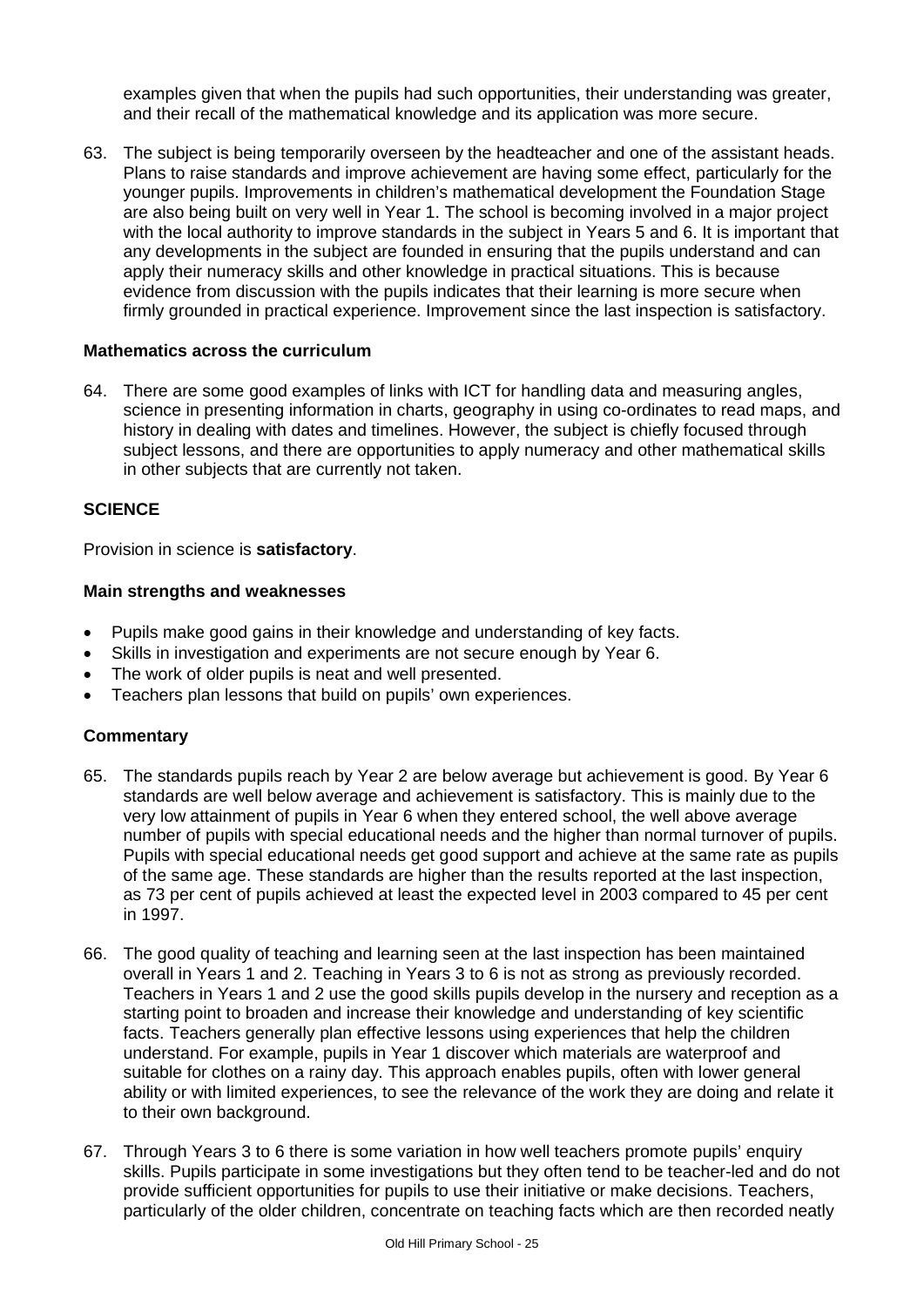examples given that when the pupils had such opportunities, their understanding was greater, and their recall of the mathematical knowledge and its application was more secure.

63. The subject is being temporarily overseen by the headteacher and one of the assistant heads. Plans to raise standards and improve achievement are having some effect, particularly for the younger pupils. Improvements in children's mathematical development the Foundation Stage are also being built on very well in Year 1. The school is becoming involved in a major project with the local authority to improve standards in the subject in Years 5 and 6. It is important that any developments in the subject are founded in ensuring that the pupils understand and can apply their numeracy skills and other knowledge in practical situations. This is because evidence from discussion with the pupils indicates that their learning is more secure when firmly grounded in practical experience. Improvement since the last inspection is satisfactory.

### Mathematics across the curriculum

64. There are some good examples of links with ICT for handling data and measuring angles, science in presenting information in charts, geography in using co-ordinates to read maps, and history in dealing with dates and timelines. However, the subject is chiefly focused through subject lessons, and there are opportunities to apply numeracy and other mathematical skills in other subjects that are currently not taken.

## SCIENCE

Provision in science is **satisfactory**.

### Main strengths and weaknesses

- Pupils make good gains in their knowledge and understanding of key facts.
- Skills in investigation and experiments are not secure enough by Year 6.
- The work of older pupils is neat and well presented.
- Teachers plan lessons that build on pupils' own experiences.

### Commentary

65. The standards pupils reach by Year 2 are below average but achievement is good. By Year 6 standards are well below average and achievement is satisfactory. This is mainly due to the very low attainment of pupils in Year 6 when they entered school, the well above average number of pupils with special educational needs and the higher than normal turnover of pupils. Pupils with special educational needs get good support and achieve at the same rate as pupils of the same age. These standards are higher than the results reported at the last inspection, as 73 per cent of pupils achieved at least the expected level in 2003 compared to 45 per cent in 1997.

66. The good quality of teaching and learning seen at the last inspection has been maintained overall in Years 1 and 2. Teaching in Years 3 to 6 is not as strong as previously recorded. Teachers in Years 1 and 2 use the good skills pupils develop in the nursery and reception as a starting point to broaden and increase their knowledge and understanding of key scientific facts. Teachers generally plan effective lessons using experiences that help the children understand. For example, pupils in Year 1 discover which materials are waterproof and suitable for clothes on a rainy day. This approach enables pupils, often with lower general ability or with limited experiences, to see the relevance of the work they are doing and relate it to their own background.

67. Through Years 3 to 6 there is some variation in how well teachers promote pupils' enquiry skills. Pupils participate in some investigations but they often tend to be teacher-led and do not provide sufficient opportunities for pupils to use their initiative or make decisions. Teachers, particularly of the older children, concentrate on teaching facts which are then recorded neatly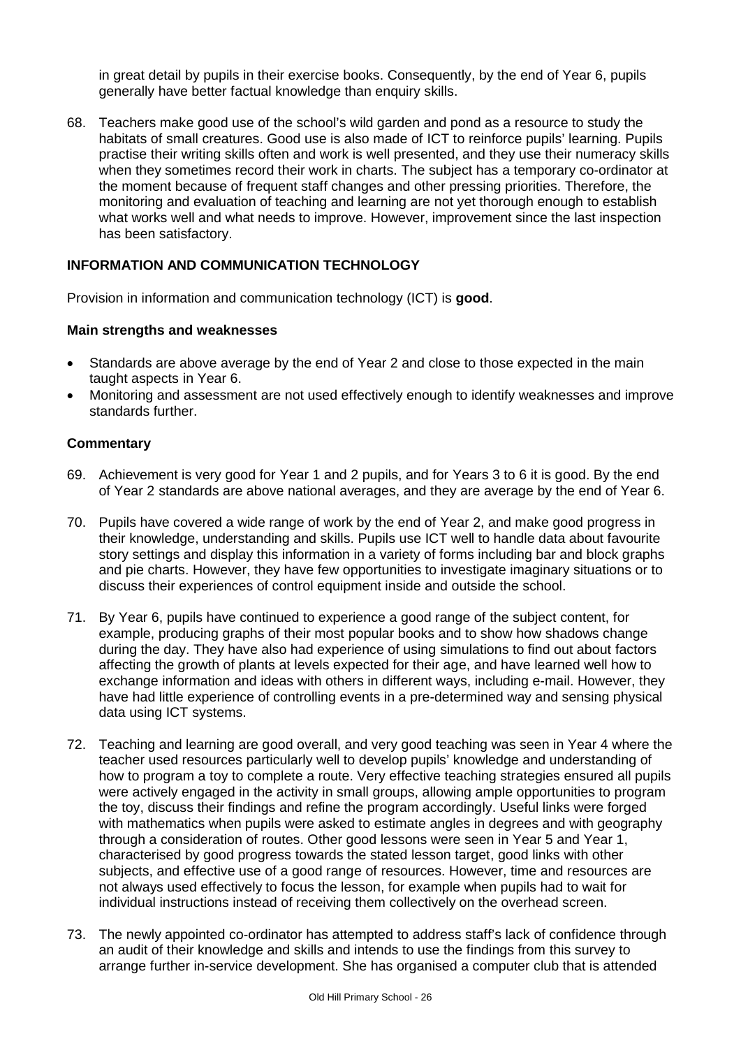in great detail by pupils in their exercise books. Consequently, by the end of Year 6, pupils generally have better factual knowledge than enquiry skills.

68. Teachers make good use of the school's wild garden and pond as a resource to study the habitats of small creatures. Good use is also made of ICT to reinforce pupils' learning. Pupils practise their writing skills often and work is well presented, and they use their numeracy skills when they sometimes record their work in charts. The subject has a temporary co-ordinator at the moment because of frequent staff changes and other pressing priorities. Therefore, the monitoring and evaluation of teaching and learning are not yet thorough enough to establish what works well and what needs to improve. However, improvement since the last inspection has been satisfactory.

## INFORMATION AND COMMUNICATION TECHNOLOGY

Provision in information and communication technology (ICT) is **good**.

### Main strengths and weaknesses

- Standards are above average by the end of Year 2 and close to those expected in the main taught aspects in Year 6.
- Monitoring and assessment are not used effectively enough to identify weaknesses and improve standards further.

### Commentary

69. Achievement is very good for Year 1 and 2 pupils, and for Years 3 to 6 it is good. By the end of Year 2 standards are above national averages, and they are average by the end of Year 6.

70. Pupils have covered a wide range of work by the end of Year 2, and make good progress in their knowledge, understanding and skills. Pupils use ICT well to handle data about favourite story settings and display this information in a variety of forms including bar and block graphs and pie charts. However, they have few opportunities to investigate imaginary situations or to discuss their experiences of control equipment inside and outside the school.

71. By Year 6, pupils have continued to experience a good range of the subject content, for example, producing graphs of their most popular books and to show how shadows change during the day. They have also had experience of using simulations to find out about factors affecting the growth of plants at levels expected for their age, and have learned well how to exchange information and ideas with others in different ways, including e-mail. However, they have had little experience of controlling events in a pre-determined way and sensing physical data using ICT systems.

72. Teaching and learning are good overall, and very good teaching was seen in Year 4 where the teacher used resources particularly well to develop pupils' knowledge and understanding of how to program a toy to complete a route. Very effective teaching strategies ensured all pupils were actively engaged in the activity in small groups, allowing ample opportunities to program the toy, discuss their findings and refine the program accordingly. Useful links were forged with mathematics when pupils were asked to estimate angles in degrees and with geography through a consideration of routes. Other good lessons were seen in Year 5 and Year 1, characterised by good progress towards the stated lesson target, good links with other subjects, and effective use of a good range of resources. However, time and resources are not always used effectively to focus the lesson, for example when pupils had to wait for individual instructions instead of receiving them collectively on the overhead screen.

73. The newly appointed co-ordinator has attempted to address staff's lack of confidence through an audit of their knowledge and skills and intends to use the findings from this survey to arrange further in-service development. She has organised a computer club that is attended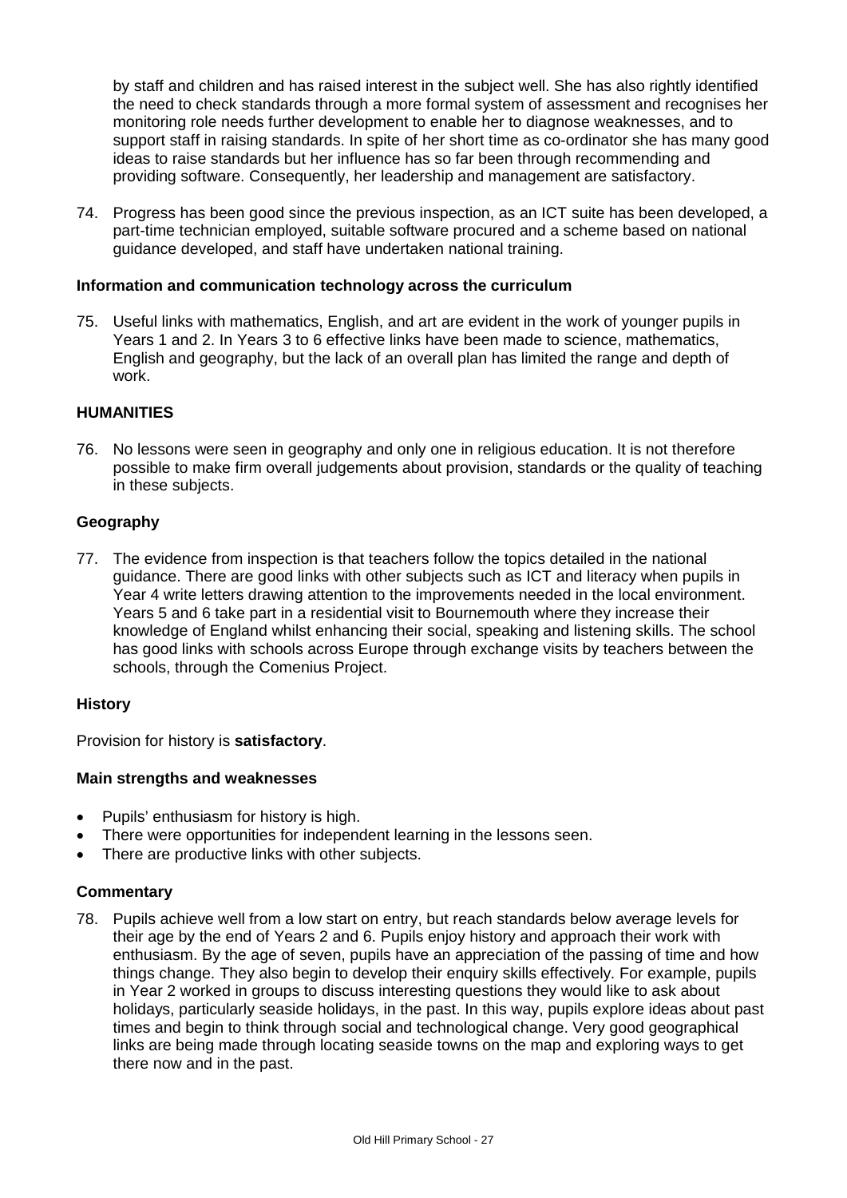by staff and children and has raised interest in the subject well. She has also rightly identified the need to check standards through a more formal system of assessment and recognises her monitoring role needs further development to enable her to diagnose weaknesses, and to support staff in raising standards. In spite of her short time as co-ordinator she has many good ideas to raise standards but her influence has so far been through recommending and providing software. Consequently, her leadership and management are satisfactory.

74. Progress has been good since the previous inspection, as an ICT suite has been developed, a part-time technician employed, suitable software procured and a scheme based on national guidance developed, and staff have undertaken national training.

### Information and communication technology across the curriculum

75. Useful links with mathematics, English, and art are evident in the work of younger pupils in Years 1 and 2. In Years 3 to 6 effective links have been made to science, mathematics, English and geography, but the lack of an overall plan has limited the range and depth of work.

## HUMANITIES

76. No lessons were seen in geography and only one in religious education. It is not therefore possible to make firm overall judgements about provision, standards or the quality of teaching in these subjects.

### Geography

77. The evidence from inspection is that teachers follow the topics detailed in the national guidance. There are good links with other subjects such as ICT and literacy when pupils in Year 4 write letters drawing attention to the improvements needed in the local environment. Years 5 and 6 take part in a residential visit to Bournemouth where they increase their knowledge of England whilst enhancing their social, speaking and listening skills. The school has good links with schools across Europe through exchange visits by teachers between the schools, through the Comenius Project.

### History

Provision for history is **satisfactory**.

#### Main strengths and weaknesses

- Pupils' enthusiasm for history is high.
- There were opportunities for independent learning in the lessons seen.
- There are productive links with other subjects.

#### Commentary

78. Pupils achieve well from a low start on entry, but reach standards below average levels for their age by the end of Years 2 and 6. Pupils enjoy history and approach their work with enthusiasm. By the age of seven, pupils have an appreciation of the passing of time and how things change. They also begin to develop their enquiry skills effectively. For example, pupils in Year 2 worked in groups to discuss interesting questions they would like to ask about holidays, particularly seaside holidays, in the past. In this way, pupils explore ideas about past times and begin to think through social and technological change. Very good geographical links are being made through locating seaside towns on the map and exploring ways to get there now and in the past.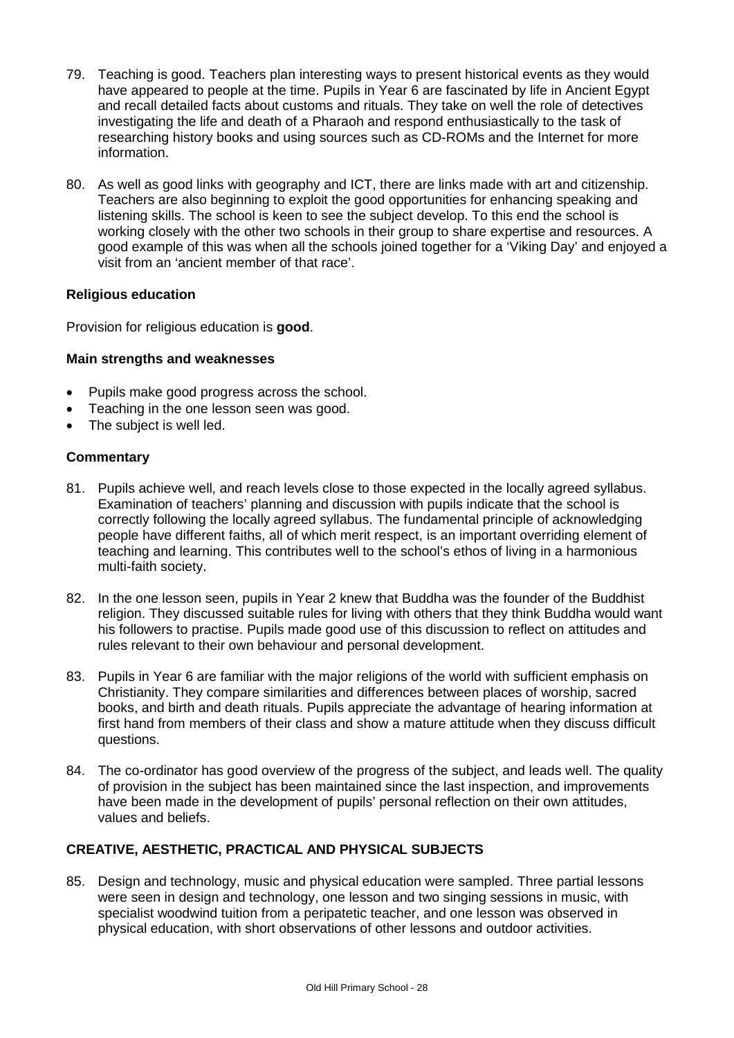79. Teaching is good. Teachers plan interesting ways to present historical events as they would have appeared to people at the time. Pupils in Year 6 are fascinated by life in Ancient Egypt and recall detailed facts about customs and rituals. They take on well the role of detectives investigating the life and death of a Pharaoh and respond enthusiastically to the task of researching history books and using sources such as CD-ROMs and the Internet for more information.

80. As well as good links with geography and ICT, there are links made with art and citizenship. Teachers are also beginning to exploit the good opportunities for enhancing speaking and listening skills. The school is keen to see the subject develop. To this end the school is working closely with the other two schools in their group to share expertise and resources. A good example of this was when all the schools joined together for a 'Viking Day' and enjoyed a visit from an 'ancient member of that race'.

### Religious education

Provision for religious education is **good**.

#### Main strengths and weaknesses

- Pupils make good progress across the school.
- Teaching in the one lesson seen was good.
- The subject is well led.

#### Commentary

81. Pupils achieve well, and reach levels close to those expected in the locally agreed syllabus. Examination of teachers' planning and discussion with pupils indicate that the school is correctly following the locally agreed syllabus. The fundamental principle of acknowledging people have different faiths, all of which merit respect, is an important overriding element of teaching and learning. This contributes well to the school's ethos of living in a harmonious multi-faith society.

82. In the one lesson seen, pupils in Year 2 knew that Buddha was the founder of the Buddhist religion. They discussed suitable rules for living with others that they think Buddha would want his followers to practise. Pupils made good use of this discussion to reflect on attitudes and rules relevant to their own behaviour and personal development.

83. Pupils in Year 6 are familiar with the major religions of the world with sufficient emphasis on Christianity. They compare similarities and differences between places of worship, sacred books, and birth and death rituals. Pupils appreciate the advantage of hearing information at first hand from members of their class and show a mature attitude when they discuss difficult questions.

84. The co-ordinator has good overview of the progress of the subject, and leads well. The quality of provision in the subject has been maintained since the last inspection, and improvements have been made in the development of pupils' personal reflection on their own attitudes, values and beliefs.

## CREATIVE, AESTHETIC, PRACTICAL AND PHYSICAL SUBJECTS

85. Design and technology, music and physical education were sampled. Three partial lessons were seen in design and technology, one lesson and two singing sessions in music, with specialist woodwind tuition from a peripatetic teacher, and one lesson was observed in physical education, with short observations of other lessons and outdoor activities.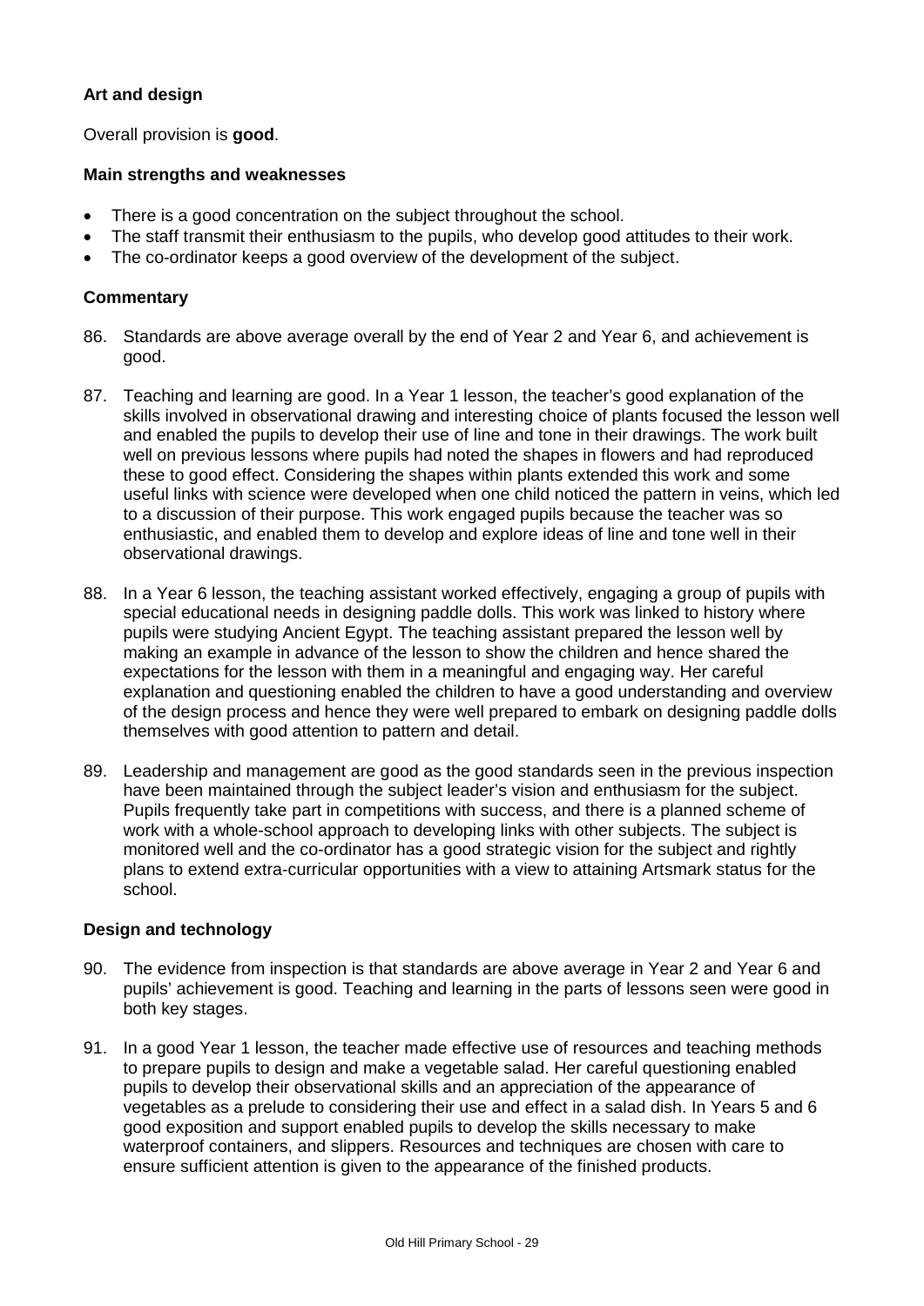### Art and design

Overall provision is **good**.

#### Main strengths and weaknesses

- There is a good concentration on the subject throughout the school.
- The staff transmit their enthusiasm to the pupils, who develop good attitudes to their work.
- The co-ordinator keeps a good overview of the development of the subject.

#### Commentary

86. Standards are above average overall by the end of Year 2 and Year 6, and achievement is good.

87. Teaching and learning are good. In a Year 1 lesson, the teacher's good explanation of the skills involved in observational drawing and interesting choice of plants focused the lesson well and enabled the pupils to develop their use of line and tone in their drawings. The work built well on previous lessons where pupils had noted the shapes in flowers and had reproduced these to good effect. Considering the shapes within plants extended this work and some useful links with science were developed when one child noticed the pattern in veins, which led to a discussion of their purpose. This work engaged pupils because the teacher was so enthusiastic, and enabled them to develop and explore ideas of line and tone well in their observational drawings.

88. In a Year 6 lesson, the teaching assistant worked effectively, engaging a group of pupils with special educational needs in designing paddle dolls. This work was linked to history where pupils were studying Ancient Egypt. The teaching assistant prepared the lesson well by making an example in advance of the lesson to show the children and hence shared the expectations for the lesson with them in a meaningful and engaging way. Her careful explanation and questioning enabled the children to have a good understanding and overview of the design process and hence they were well prepared to embark on designing paddle dolls themselves with good attention to pattern and detail.

89. Leadership and management are good as the good standards seen in the previous inspection have been maintained through the subject leader's vision and enthusiasm for the subject. Pupils frequently take part in competitions with success, and there is a planned scheme of work with a whole-school approach to developing links with other subjects. The subject is monitored well and the co-ordinator has a good strategic vision for the subject and rightly plans to extend extra-curricular opportunities with a view to attaining Artsmark status for the school.

### Design and technology

90. The evidence from inspection is that standards are above average in Year 2 and Year 6 and pupils' achievement is good. Teaching and learning in the parts of lessons seen were good in both key stages.

91. In a good Year 1 lesson, the teacher made effective use of resources and teaching methods to prepare pupils to design and make a vegetable salad. Her careful questioning enabled pupils to develop their observational skills and an appreciation of the appearance of vegetables as a prelude to considering their use and effect in a salad dish. In Years 5 and 6 good exposition and support enabled pupils to develop the skills necessary to make waterproof containers, and slippers. Resources and techniques are chosen with care to ensure sufficient attention is given to the appearance of the finished products.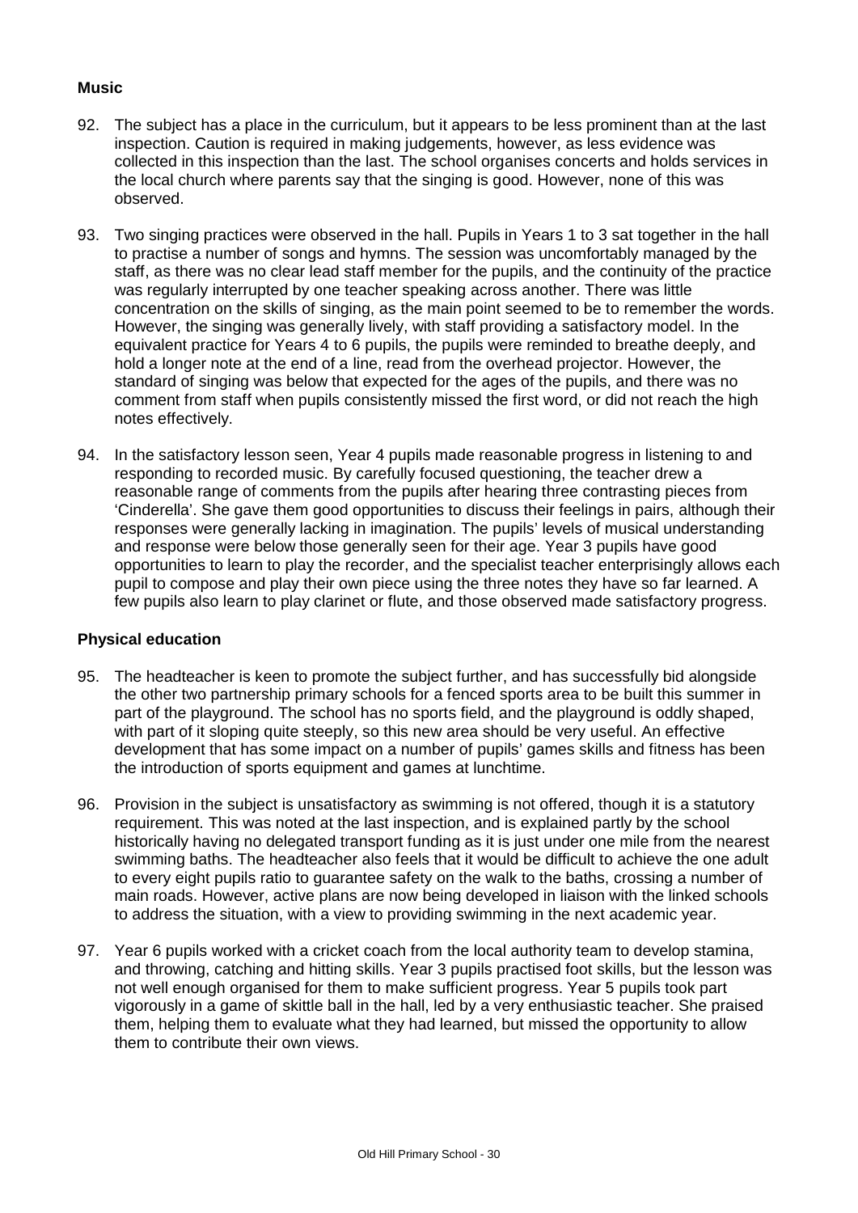### Music

92. The subject has a place in the curriculum, but it appears to be less prominent than at the last inspection. Caution is required in making judgements, however, as less evidence was collected in this inspection than the last. The school organises concerts and holds services in the local church where parents say that the singing is good. However, none of this was observed.

93. Two singing practices were observed in the hall. Pupils in Years 1 to 3 sat together in the hall to practise a number of songs and hymns. The session was uncomfortably managed by the staff, as there was no clear lead staff member for the pupils, and the continuity of the practice was regularly interrupted by one teacher speaking across another. There was little concentration on the skills of singing, as the main point seemed to be to remember the words. However, the singing was generally lively, with staff providing a satisfactory model. In the equivalent practice for Years 4 to 6 pupils, the pupils were reminded to breathe deeply, and hold a longer note at the end of a line, read from the overhead projector. However, the standard of singing was below that expected for the ages of the pupils, and there was no comment from staff when pupils consistently missed the first word, or did not reach the high notes effectively.

94. In the satisfactory lesson seen, Year 4 pupils made reasonable progress in listening to and responding to recorded music. By carefully focused questioning, the teacher drew a reasonable range of comments from the pupils after hearing three contrasting pieces from 'Cinderella'. She gave them good opportunities to discuss their feelings in pairs, although their responses were generally lacking in imagination. The pupils' levels of musical understanding and response were below those generally seen for their age. Year 3 pupils have good opportunities to learn to play the recorder, and the specialist teacher enterprisingly allows each pupil to compose and play their own piece using the three notes they have so far learned. A few pupils also learn to play clarinet or flute, and those observed made satisfactory progress.

### Physical education

95. The headteacher is keen to promote the subject further, and has successfully bid alongside the other two partnership primary schools for a fenced sports area to be built this summer in part of the playground. The school has no sports field, and the playground is oddly shaped, with part of it sloping quite steeply, so this new area should be very useful. An effective development that has some impact on a number of pupils' games skills and fitness has been the introduction of sports equipment and games at lunchtime.

96. Provision in the subject is unsatisfactory as swimming is not offered, though it is a statutory requirement. This was noted at the last inspection, and is explained partly by the school historically having no delegated transport funding as it is just under one mile from the nearest swimming baths. The headteacher also feels that it would be difficult to achieve the one adult to every eight pupils ratio to guarantee safety on the walk to the baths, crossing a number of main roads. However, active plans are now being developed in liaison with the linked schools to address the situation, with a view to providing swimming in the next academic year.

97. Year 6 pupils worked with a cricket coach from the local authority team to develop stamina, and throwing, catching and hitting skills. Year 3 pupils practised foot skills, but the lesson was not well enough organised for them to make sufficient progress. Year 5 pupils took part vigorously in a game of skittle ball in the hall, led by a very enthusiastic teacher. She praised them, helping them to evaluate what they had learned, but missed the opportunity to allow them to contribute their own views.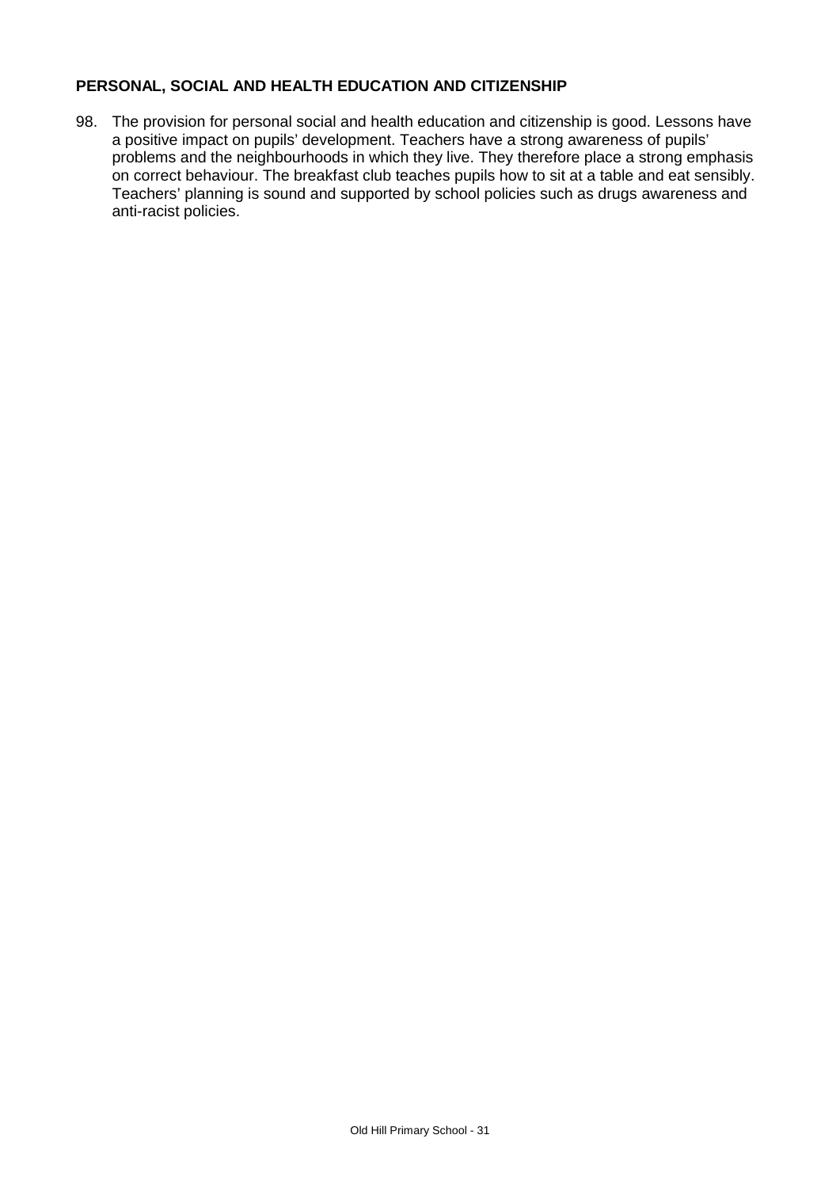## PERSONAL, SOCIAL AND HEALTH EDUCATION AND CITIZENSHIP

98. The provision for personal social and health education and citizenship is good. Lessons have a positive impact on pupils' development. Teachers have a strong awareness of pupils' problems and the neighbourhoods in which they live. They therefore place a strong emphasis on correct behaviour. The breakfast club teaches pupils how to sit at a table and eat sensibly. Teachers' planning is sound and supported by school policies such as drugs awareness and anti-racist policies.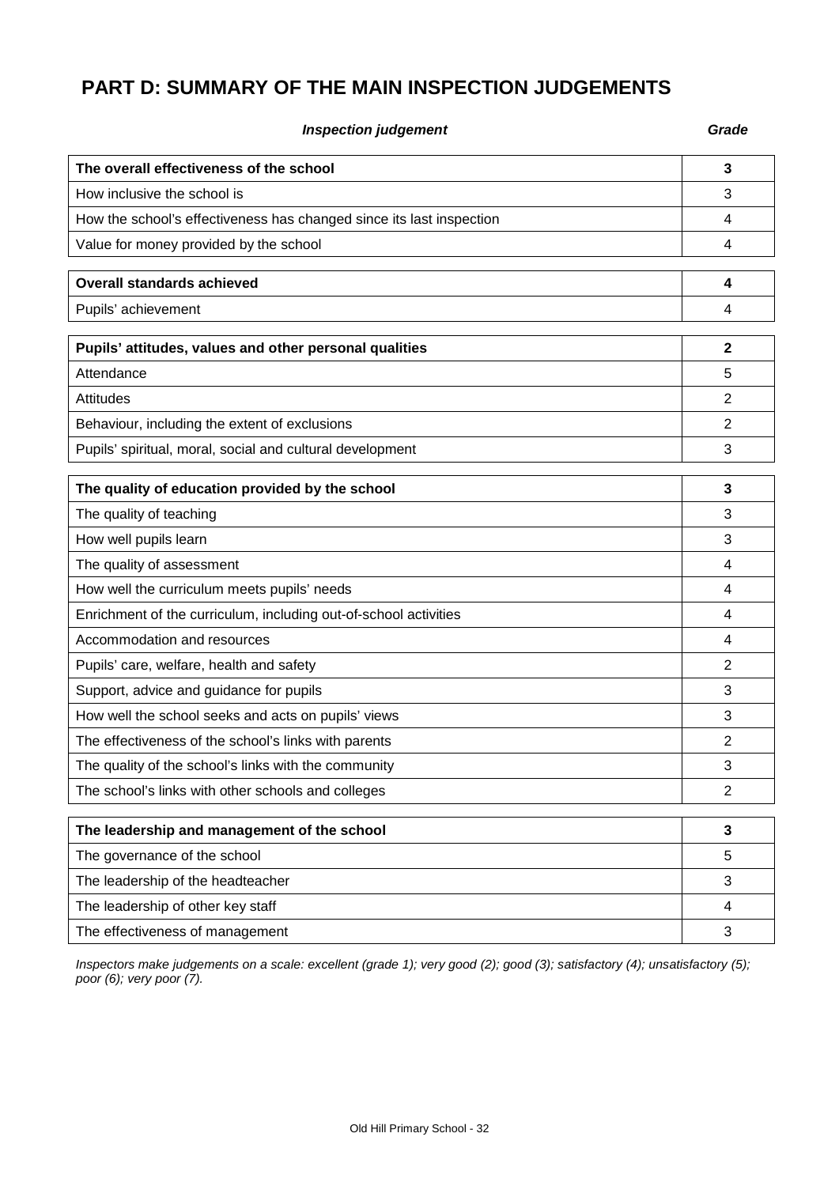# PART D: SUMMARY OF THE MAIN INSPECTION JUDGEMENTS

| *Inspection judgement* | *Grade* |
|---|---|
| **The overall effectiveness of the school** | **3** |
| How inclusive the school is | 3 |
| How the school's effectiveness has changed since its last inspection | 4 |
| Value for money provided by the school | 4 |
| **Overall standards achieved** | **4** |
| Pupils' achievement | 4 |
| **Pupils' attitudes, values and other personal qualities** | **2** |
| Attendance | 5 |
| Attitudes | 2 |
| Behaviour, including the extent of exclusions | 2 |
| Pupils' spiritual, moral, social and cultural development | 3 |
| **The quality of education provided by the school** | **3** |
| The quality of teaching | 3 |
| How well pupils learn | 3 |
| The quality of assessment | 4 |
| How well the curriculum meets pupils' needs | 4 |
| Enrichment of the curriculum, including out-of-school activities | 4 |
| Accommodation and resources | 4 |
| Pupils' care, welfare, health and safety | 2 |
| Support, advice and guidance for pupils | 3 |
| How well the school seeks and acts on pupils' views | 3 |
| The effectiveness of the school's links with parents | 2 |
| The quality of the school's links with the community | 3 |
| The school's links with other schools and colleges | 2 |
| **The leadership and management of the school** | **3** |
| The governance of the school | 5 |
| The leadership of the headteacher | 3 |
| The leadership of other key staff | 4 |
| The effectiveness of management | 3 |

*Inspectors make judgements on a scale: excellent (grade 1); very good (2); good (3); satisfactory (4); unsatisfactory (5); poor (6); very poor (7).*